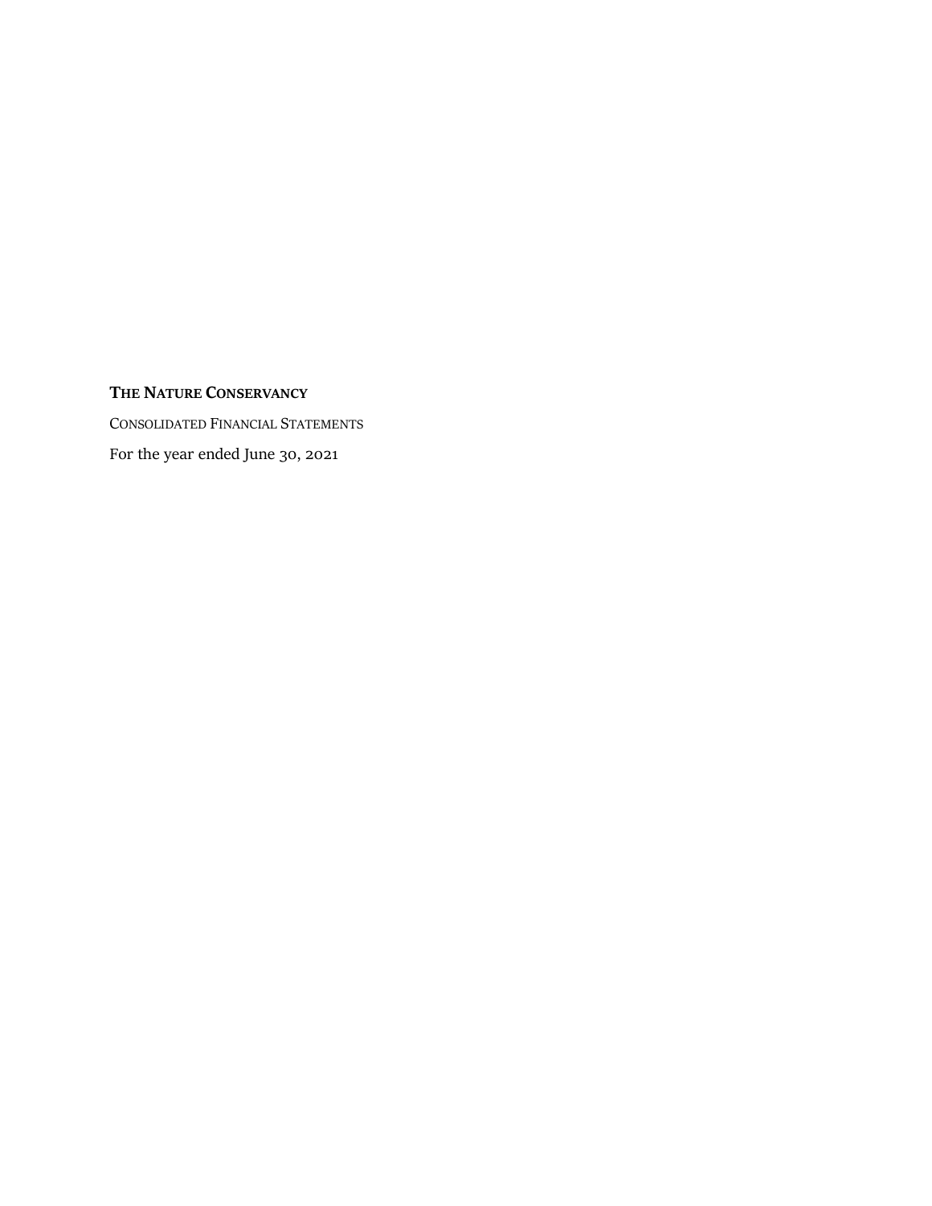**THE NATURE CONSERVANCY**

CONSOLIDATED FINANCIAL STATEMENTS

For the year ended June 30, 2021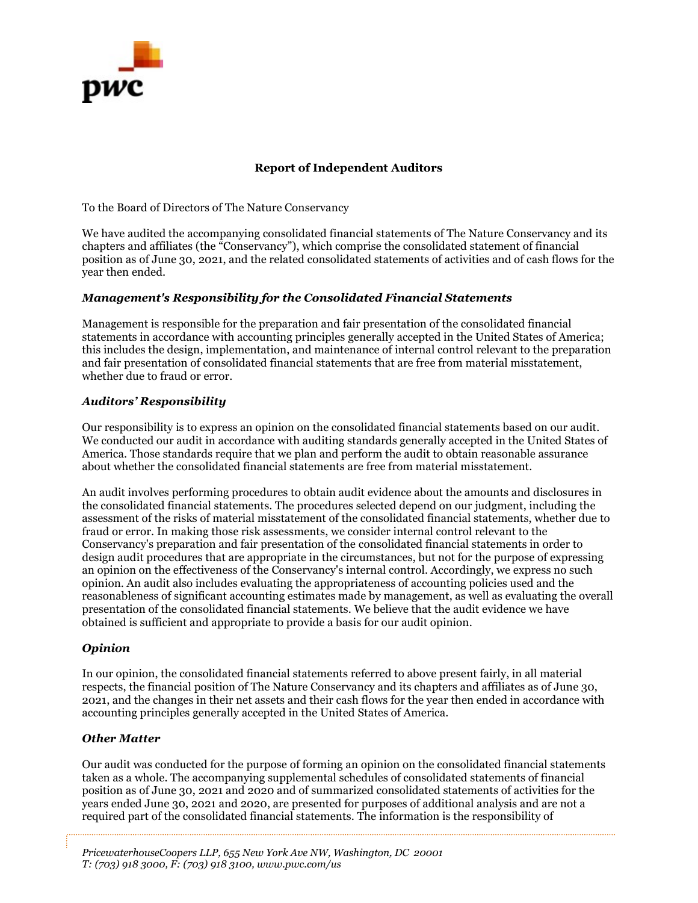## Report of Independent Auditors

To the Board of Directors of The Nature Conservancy

We have audited the accompanying consolidated financial statements of The Nature Conservancy and its chapters and affiliates (the "Conservancy"), which comprise the consolidated statement of financial position as of June 30, 2021, and the related consolidated statements of activities and of cash flows for the year then ended.

### *Management's Responsibility for the Consolidated Financial Statements*

Management is responsible for the preparation and fair presentation of the consolidated financial statements in accordance with accounting principles generally accepted in the United States of America; this includes the design, implementation, and maintenance of internal control relevant to the preparation and fair presentation of consolidated financial statements that are free from material misstatement, whether due to fraud or error.

### *Auditors' Responsibility*

Our responsibility is to express an opinion on the consolidated financial statements based on our audit. We conducted our audit in accordance with auditing standards generally accepted in the United States of America. Those standards require that we plan and perform the audit to obtain reasonable assurance about whether the consolidated financial statements are free from material misstatement.

An audit involves performing procedures to obtain audit evidence about the amounts and disclosures in the consolidated financial statements. The procedures selected depend on our judgment, including the assessment of the risks of material misstatement of the consolidated financial statements, whether due to fraud or error. In making those risk assessments, we consider internal control relevant to the Conservancy's preparation and fair presentation of the consolidated financial statements in order to design audit procedures that are appropriate in the circumstances, but not for the purpose of expressing an opinion on the effectiveness of the Conservancy's internal control. Accordingly, we express no such opinion. An audit also includes evaluating the appropriateness of accounting policies used and the reasonableness of significant accounting estimates made by management, as well as evaluating the overall presentation of the consolidated financial statements. We believe that the audit evidence we have obtained is sufficient and appropriate to provide a basis for our audit opinion.

### *Opinion*

In our opinion, the consolidated financial statements referred to above present fairly, in all material respects, the financial position of The Nature Conservancy and its chapters and affiliates as of June 30, 2021, and the changes in their net assets and their cash flows for the year then ended in accordance with accounting principles generally accepted in the United States of America.

### *Other Matter*

Our audit was conducted for the purpose of forming an opinion on the consolidated financial statements taken as a whole. The accompanying supplemental schedules of consolidated statements of financial position as of June 30, 2021 and 2020 and of summarized consolidated statements of activities for the years ended June 30, 2021 and 2020, are presented for purposes of additional analysis and are not a required part of the consolidated financial statements. The information is the responsibility of

*PricewaterhouseCoopers LLP, 655 New York Ave NW, Washington, DC 20001*
*T: (703) 918 3000, F: (703) 918 3100, www.pwc.com/us*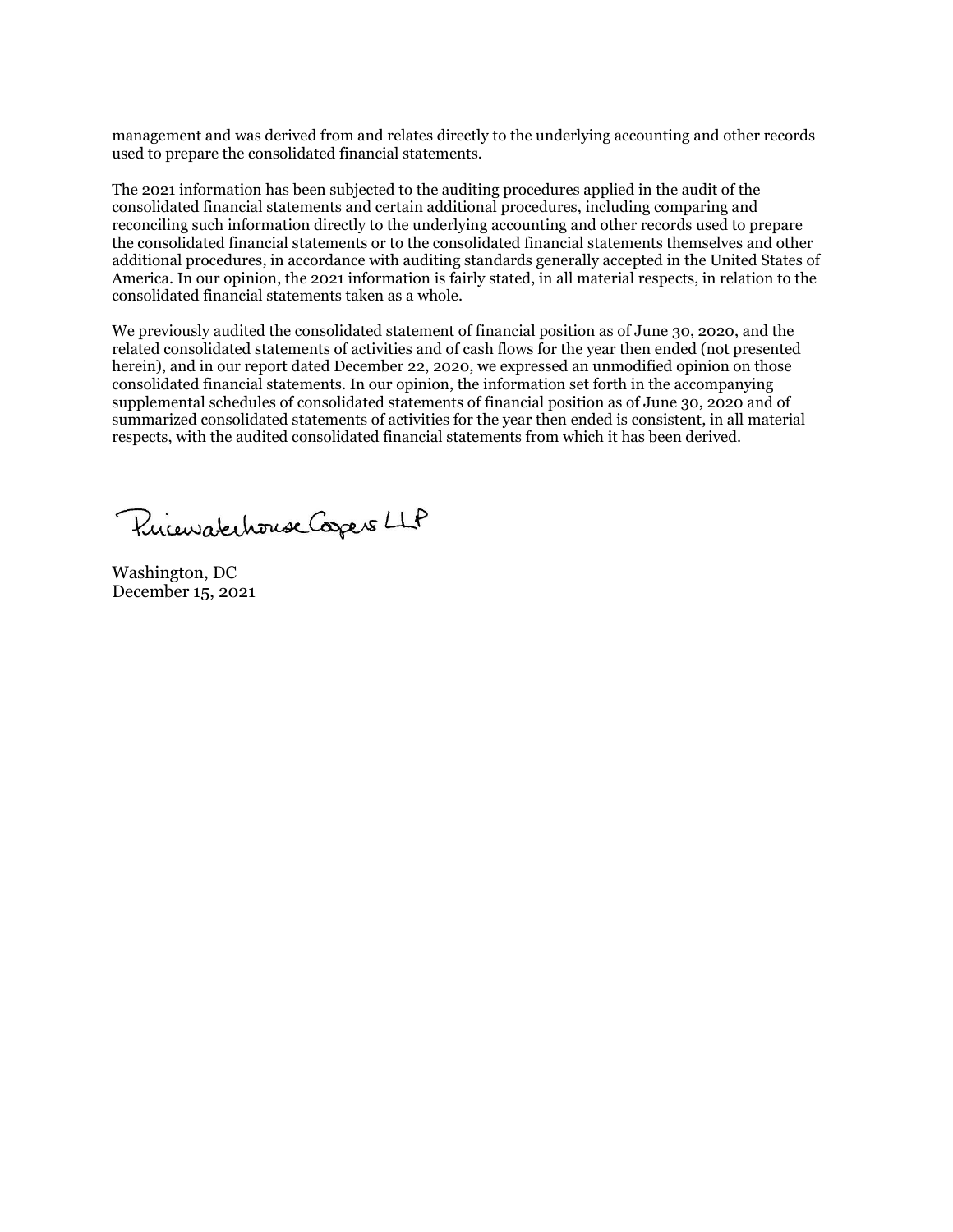management and was derived from and relates directly to the underlying accounting and other records used to prepare the consolidated financial statements.

The 2021 information has been subjected to the auditing procedures applied in the audit of the consolidated financial statements and certain additional procedures, including comparing and reconciling such information directly to the underlying accounting and other records used to prepare the consolidated financial statements or to the consolidated financial statements themselves and other additional procedures, in accordance with auditing standards generally accepted in the United States of America. In our opinion, the 2021 information is fairly stated, in all material respects, in relation to the consolidated financial statements taken as a whole.

We previously audited the consolidated statement of financial position as of June 30, 2020, and the related consolidated statements of activities and of cash flows for the year then ended (not presented herein), and in our report dated December 22, 2020, we expressed an unmodified opinion on those consolidated financial statements. In our opinion, the information set forth in the accompanying supplemental schedules of consolidated statements of financial position as of June 30, 2020 and of summarized consolidated statements of activities for the year then ended is consistent, in all material respects, with the audited consolidated financial statements from which it has been derived.

PricewaterhouseCoopers LLP

Washington, DC
December 15, 2021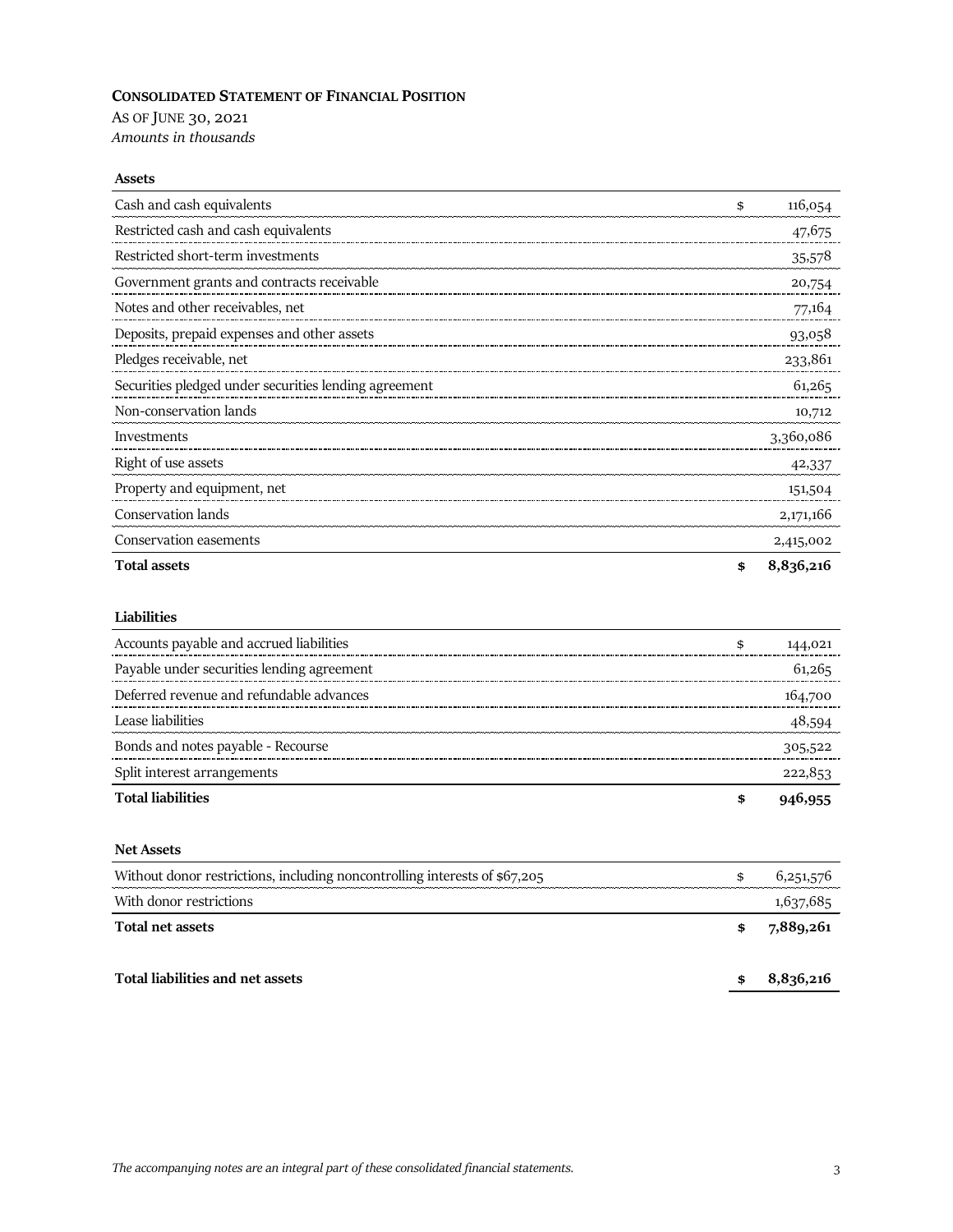**CONSOLIDATED STATEMENT OF FINANCIAL POSITION**

AS OF JUNE 30, 2021

*Amounts in thousands*

| **Assets** | | |
|---|---|---|
| Cash and cash equivalents | $ | 116,054 |
| Restricted cash and cash equivalents | | 47,675 |
| Restricted short-term investments | | 35,578 |
| Government grants and contracts receivable | | 20,754 |
| Notes and other receivables, net | | 77,164 |
| Deposits, prepaid expenses and other assets | | 93,058 |
| Pledges receivable, net | | 233,861 |
| Securities pledged under securities lending agreement | | 61,265 |
| Non-conservation lands | | 10,712 |
| Investments | | 3,360,086 |
| Right of use assets | | 42,337 |
| Property and equipment, net | | 151,504 |
| Conservation lands | | 2,171,166 |
| Conservation easements | | 2,415,002 |
| **Total assets** | **$** | **8,836,216** |

| **Liabilities** | | |
|---|---|---|
| Accounts payable and accrued liabilities | $ | 144,021 |
| Payable under securities lending agreement | | 61,265 |
| Deferred revenue and refundable advances | | 164,700 |
| Lease liabilities | | 48,594 |
| Bonds and notes payable - Recourse | | 305,522 |
| Split interest arrangements | | 222,853 |
| **Total liabilities** | **$** | **946,955** |

| **Net Assets** | | |
|---|---|---|
| Without donor restrictions, including noncontrolling interests of $67,205 | $ | 6,251,576 |
| With donor restrictions | | 1,637,685 |
| **Total net assets** | **$** | **7,889,261** |
| | | |
| **Total liabilities and net assets** | **$** | **8,836,216** |

*The accompanying notes are an integral part of these consolidated financial statements.*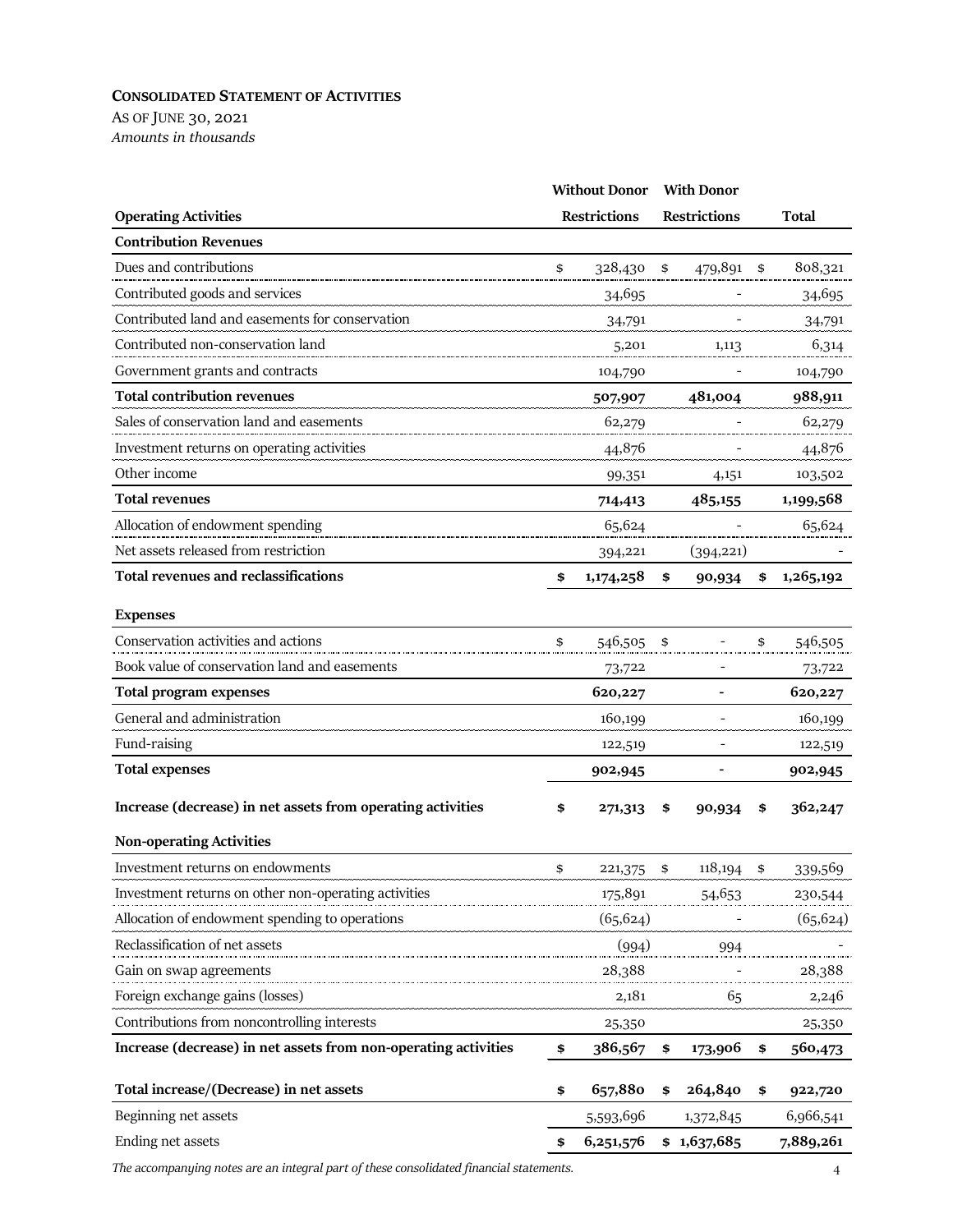**CONSOLIDATED STATEMENT OF ACTIVITIES**

AS OF JUNE 30, 2021

*Amounts in thousands*

| Operating Activities | Without Donor Restrictions | With Donor Restrictions | Total |
|---|---|---|---|
| **Contribution Revenues** | | | |
| Dues and contributions | $ 328,430 | $ 479,891 | $ 808,321 |
| Contributed goods and services | 34,695 | - | 34,695 |
| Contributed land and easements for conservation | 34,791 | - | 34,791 |
| Contributed non-conservation land | 5,201 | 1,113 | 6,314 |
| Government grants and contracts | 104,790 | - | 104,790 |
| **Total contribution revenues** | **507,907** | **481,004** | **988,911** |
| Sales of conservation land and easements | 62,279 | - | 62,279 |
| Investment returns on operating activities | 44,876 | - | 44,876 |
| Other income | 99,351 | 4,151 | 103,502 |
| **Total revenues** | **714,413** | **485,155** | **1,199,568** |
| Allocation of endowment spending | 65,624 | - | 65,624 |
| Net assets released from restriction | 394,221 | (394,221) | - |
| **Total revenues and reclassifications** | **$ 1,174,258** | **$ 90,934** | **$ 1,265,192** |
| **Expenses** | | | |
| Conservation activities and actions | $ 546,505 | $ - | $ 546,505 |
| Book value of conservation land and easements | 73,722 | - | 73,722 |
| **Total program expenses** | **620,227** | **-** | **620,227** |
| General and administration | 160,199 | - | 160,199 |
| Fund-raising | 122,519 | - | 122,519 |
| **Total expenses** | **902,945** | **-** | **902,945** |
| **Increase (decrease) in net assets from operating activities** | **$ 271,313** | **$ 90,934** | **$ 362,247** |
| **Non-operating Activities** | | | |
| Investment returns on endowments | $ 221,375 | $ 118,194 | $ 339,569 |
| Investment returns on other non-operating activities | 175,891 | 54,653 | 230,544 |
| Allocation of endowment spending to operations | (65,624) | - | (65,624) |
| Reclassification of net assets | (994) | 994 | - |
| Gain on swap agreements | 28,388 | - | 28,388 |
| Foreign exchange gains (losses) | 2,181 | 65 | 2,246 |
| Contributions from noncontrolling interests | 25,350 | | 25,350 |
| **Increase (decrease) in net assets from non-operating activities** | **$ 386,567** | **$ 173,906** | **$ 560,473** |
| **Total increase/(Decrease) in net assets** | **$ 657,880** | **$ 264,840** | **$ 922,720** |
| Beginning net assets | 5,593,696 | 1,372,845 | 6,966,541 |
| Ending net assets | **$ 6,251,576** | **$ 1,637,685** | **7,889,261** |

*The accompanying notes are an integral part of these consolidated financial statements.*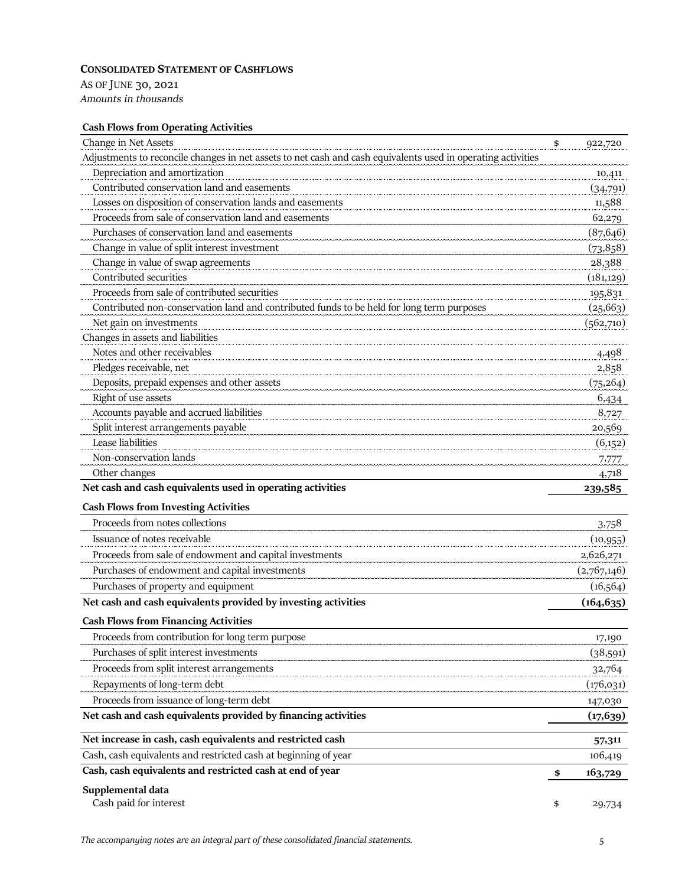**CONSOLIDATED STATEMENT OF CASHFLOWS**

AS OF JUNE 30, 2021

*Amounts in thousands*

| **Cash Flows from Operating Activities** | |
|---|---|
| Change in Net Assets | $ 922,720 |
| Adjustments to reconcile changes in net assets to net cash and cash equivalents used in operating activities | |
| Depreciation and amortization | 10,411 |
| Contributed conservation land and easements | (34,791) |
| Losses on disposition of conservation lands and easements | 11,588 |
| Proceeds from sale of conservation land and easements | 62,279 |
| Purchases of conservation land and easements | (87,646) |
| Change in value of split interest investment | (73,858) |
| Change in value of swap agreements | 28,388 |
| Contributed securities | (181,129) |
| Proceeds from sale of contributed securities | 195,831 |
| Contributed non-conservation land and contributed funds to be held for long term purposes | (25,663) |
| Net gain on investments | (562,710) |
| Changes in assets and liabilities | |
| Notes and other receivables | 4,498 |
| Pledges receivable, net | 2,858 |
| Deposits, prepaid expenses and other assets | (75,264) |
| Right of use assets | 6,434 |
| Accounts payable and accrued liabilities | 8,727 |
| Split interest arrangements payable | 20,569 |
| Lease liabilities | (6,152) |
| Non-conservation lands | 7,777 |
| Other changes | 4,718 |
| **Net cash and cash equivalents used in operating activities** | **239,585** |
| **Cash Flows from Investing Activities** | |
| Proceeds from notes collections | 3,758 |
| Issuance of notes receivable | (10,955) |
| Proceeds from sale of endowment and capital investments | 2,626,271 |
| Purchases of endowment and capital investments | (2,767,146) |
| Purchases of property and equipment | (16,564) |
| **Net cash and cash equivalents provided by investing activities** | **(164,635)** |
| **Cash Flows from Financing Activities** | |
| Proceeds from contribution for long term purpose | 17,190 |
| Purchases of split interest investments | (38,591) |
| Proceeds from split interest arrangements | 32,764 |
| Repayments of long-term debt | (176,031) |
| Proceeds from issuance of long-term debt | 147,030 |
| **Net cash and cash equivalents provided by financing activities** | **(17,639)** |
| **Net increase in cash, cash equivalents and restricted cash** | **57,311** |
| Cash, cash equivalents and restricted cash at beginning of year | 106,419 |
| **Cash, cash equivalents and restricted cash at end of year** | **$ 163,729** |
| **Supplemental data** | |
| Cash paid for interest | $ 29,734 |

*The accompanying notes are an integral part of these consolidated financial statements.*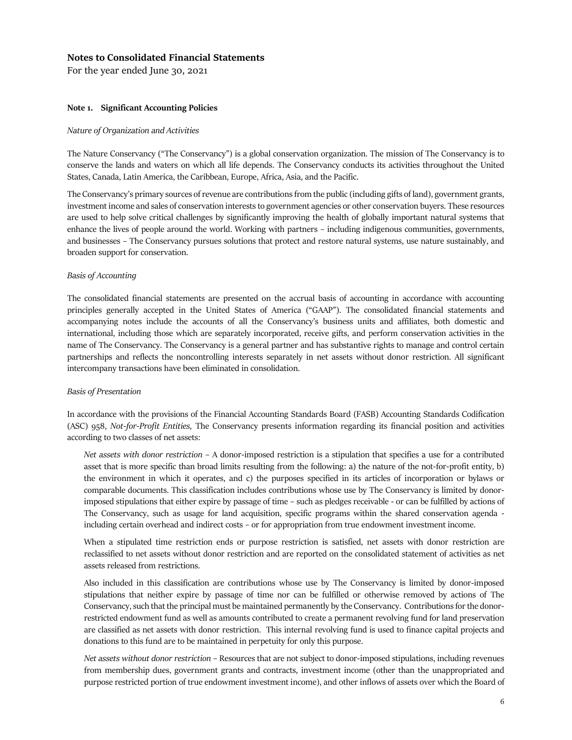# Notes to Consolidated Financial Statements

For the year ended June 30, 2021

## Note 1. Significant Accounting Policies

*Nature of Organization and Activities*

The Nature Conservancy ("The Conservancy") is a global conservation organization. The mission of The Conservancy is to conserve the lands and waters on which all life depends. The Conservancy conducts its activities throughout the United States, Canada, Latin America, the Caribbean, Europe, Africa, Asia, and the Pacific.

The Conservancy's primary sources of revenue are contributions from the public (including gifts of land), government grants, investment income and sales of conservation interests to government agencies or other conservation buyers. These resources are used to help solve critical challenges by significantly improving the health of globally important natural systems that enhance the lives of people around the world. Working with partners – including indigenous communities, governments, and businesses – The Conservancy pursues solutions that protect and restore natural systems, use nature sustainably, and broaden support for conservation.

*Basis of Accounting*

The consolidated financial statements are presented on the accrual basis of accounting in accordance with accounting principles generally accepted in the United States of America ("GAAP"). The consolidated financial statements and accompanying notes include the accounts of all the Conservancy's business units and affiliates, both domestic and international, including those which are separately incorporated, receive gifts, and perform conservation activities in the name of The Conservancy. The Conservancy is a general partner and has substantive rights to manage and control certain partnerships and reflects the noncontrolling interests separately in net assets without donor restriction. All significant intercompany transactions have been eliminated in consolidation.

*Basis of Presentation*

In accordance with the provisions of the Financial Accounting Standards Board (FASB) Accounting Standards Codification (ASC) 958, *Not-for-Profit Entities,* The Conservancy presents information regarding its financial position and activities according to two classes of net assets:

*Net assets with donor restriction* – A donor-imposed restriction is a stipulation that specifies a use for a contributed asset that is more specific than broad limits resulting from the following: a) the nature of the not-for-profit entity, b) the environment in which it operates, and c) the purposes specified in its articles of incorporation or bylaws or comparable documents. This classification includes contributions whose use by The Conservancy is limited by donor-imposed stipulations that either expire by passage of time – such as pledges receivable - or can be fulfilled by actions of The Conservancy, such as usage for land acquisition, specific programs within the shared conservation agenda - including certain overhead and indirect costs – or for appropriation from true endowment investment income.

When a stipulated time restriction ends or purpose restriction is satisfied, net assets with donor restriction are reclassified to net assets without donor restriction and are reported on the consolidated statement of activities as net assets released from restrictions.

Also included in this classification are contributions whose use by The Conservancy is limited by donor-imposed stipulations that neither expire by passage of time nor can be fulfilled or otherwise removed by actions of The Conservancy, such that the principal must be maintained permanently by the Conservancy. Contributions for the donor-restricted endowment fund as well as amounts contributed to create a permanent revolving fund for land preservation are classified as net assets with donor restriction. This internal revolving fund is used to finance capital projects and donations to this fund are to be maintained in perpetuity for only this purpose.

*Net assets without donor restriction* – Resources that are not subject to donor-imposed stipulations, including revenues from membership dues, government grants and contracts, investment income (other than the unappropriated and purpose restricted portion of true endowment investment income), and other inflows of assets over which the Board of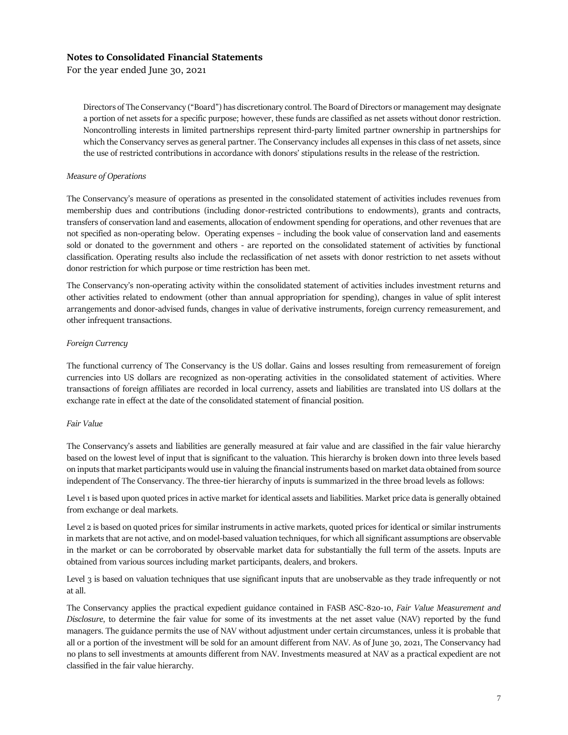Directors of The Conservancy ("Board") has discretionary control. The Board of Directors or management may designate a portion of net assets for a specific purpose; however, these funds are classified as net assets without donor restriction. Noncontrolling interests in limited partnerships represent third-party limited partner ownership in partnerships for which the Conservancy serves as general partner. The Conservancy includes all expenses in this class of net assets, since the use of restricted contributions in accordance with donors' stipulations results in the release of the restriction.

*Measure of Operations*

The Conservancy's measure of operations as presented in the consolidated statement of activities includes revenues from membership dues and contributions (including donor-restricted contributions to endowments), grants and contracts, transfers of conservation land and easements, allocation of endowment spending for operations, and other revenues that are not specified as non-operating below. Operating expenses – including the book value of conservation land and easements sold or donated to the government and others - are reported on the consolidated statement of activities by functional classification. Operating results also include the reclassification of net assets with donor restriction to net assets without donor restriction for which purpose or time restriction has been met.

The Conservancy's non-operating activity within the consolidated statement of activities includes investment returns and other activities related to endowment (other than annual appropriation for spending), changes in value of split interest arrangements and donor-advised funds, changes in value of derivative instruments, foreign currency remeasurement, and other infrequent transactions.

*Foreign Currency*

The functional currency of The Conservancy is the US dollar. Gains and losses resulting from remeasurement of foreign currencies into US dollars are recognized as non-operating activities in the consolidated statement of activities. Where transactions of foreign affiliates are recorded in local currency, assets and liabilities are translated into US dollars at the exchange rate in effect at the date of the consolidated statement of financial position.

*Fair Value*

The Conservancy's assets and liabilities are generally measured at fair value and are classified in the fair value hierarchy based on the lowest level of input that is significant to the valuation. This hierarchy is broken down into three levels based on inputs that market participants would use in valuing the financial instruments based on market data obtained from source independent of The Conservancy. The three-tier hierarchy of inputs is summarized in the three broad levels as follows:

Level 1 is based upon quoted prices in active market for identical assets and liabilities. Market price data is generally obtained from exchange or deal markets.

Level 2 is based on quoted prices for similar instruments in active markets, quoted prices for identical or similar instruments in markets that are not active, and on model-based valuation techniques, for which all significant assumptions are observable in the market or can be corroborated by observable market data for substantially the full term of the assets. Inputs are obtained from various sources including market participants, dealers, and brokers.

Level 3 is based on valuation techniques that use significant inputs that are unobservable as they trade infrequently or not at all.

The Conservancy applies the practical expedient guidance contained in FASB ASC-820-10, *Fair Value Measurement and Disclosure*, to determine the fair value for some of its investments at the net asset value (NAV) reported by the fund managers. The guidance permits the use of NAV without adjustment under certain circumstances, unless it is probable that all or a portion of the investment will be sold for an amount different from NAV. As of June 30, 2021, The Conservancy had no plans to sell investments at amounts different from NAV. Investments measured at NAV as a practical expedient are not classified in the fair value hierarchy.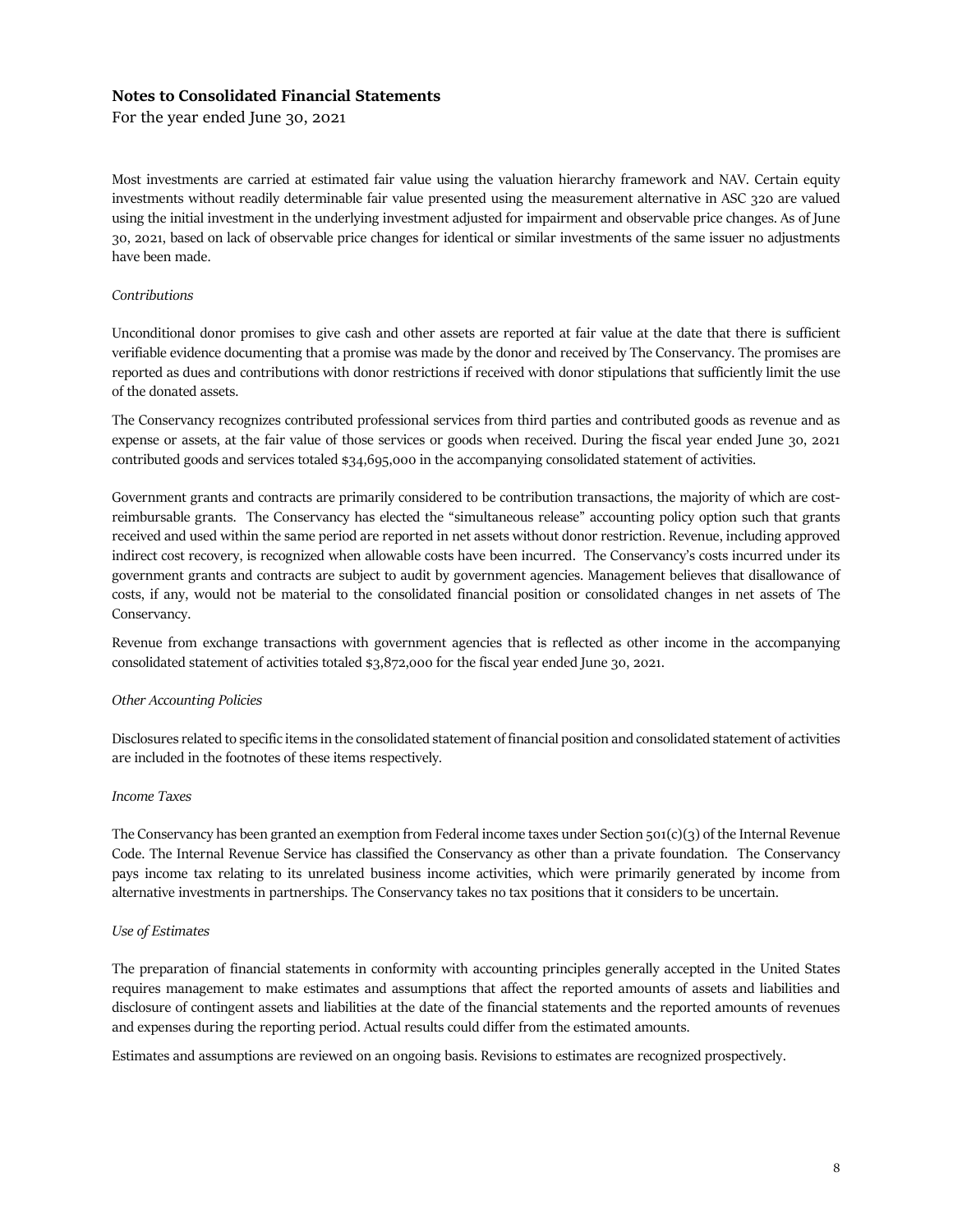**Notes to Consolidated Financial Statements**

For the year ended June 30, 2021

Most investments are carried at estimated fair value using the valuation hierarchy framework and NAV. Certain equity investments without readily determinable fair value presented using the measurement alternative in ASC 320 are valued using the initial investment in the underlying investment adjusted for impairment and observable price changes. As of June 30, 2021, based on lack of observable price changes for identical or similar investments of the same issuer no adjustments have been made.

*Contributions*

Unconditional donor promises to give cash and other assets are reported at fair value at the date that there is sufficient verifiable evidence documenting that a promise was made by the donor and received by The Conservancy. The promises are reported as dues and contributions with donor restrictions if received with donor stipulations that sufficiently limit the use of the donated assets.

The Conservancy recognizes contributed professional services from third parties and contributed goods as revenue and as expense or assets, at the fair value of those services or goods when received. During the fiscal year ended June 30, 2021 contributed goods and services totaled $34,695,000 in the accompanying consolidated statement of activities.

Government grants and contracts are primarily considered to be contribution transactions, the majority of which are cost-reimbursable grants. The Conservancy has elected the "simultaneous release" accounting policy option such that grants received and used within the same period are reported in net assets without donor restriction. Revenue, including approved indirect cost recovery, is recognized when allowable costs have been incurred. The Conservancy's costs incurred under its government grants and contracts are subject to audit by government agencies. Management believes that disallowance of costs, if any, would not be material to the consolidated financial position or consolidated changes in net assets of The Conservancy.

Revenue from exchange transactions with government agencies that is reflected as other income in the accompanying consolidated statement of activities totaled $3,872,000 for the fiscal year ended June 30, 2021.

*Other Accounting Policies*

Disclosures related to specific items in the consolidated statement of financial position and consolidated statement of activities are included in the footnotes of these items respectively.

*Income Taxes*

The Conservancy has been granted an exemption from Federal income taxes under Section 501(c)(3) of the Internal Revenue Code. The Internal Revenue Service has classified the Conservancy as other than a private foundation. The Conservancy pays income tax relating to its unrelated business income activities, which were primarily generated by income from alternative investments in partnerships. The Conservancy takes no tax positions that it considers to be uncertain.

*Use of Estimates*

The preparation of financial statements in conformity with accounting principles generally accepted in the United States requires management to make estimates and assumptions that affect the reported amounts of assets and liabilities and disclosure of contingent assets and liabilities at the date of the financial statements and the reported amounts of revenues and expenses during the reporting period. Actual results could differ from the estimated amounts.

Estimates and assumptions are reviewed on an ongoing basis. Revisions to estimates are recognized prospectively.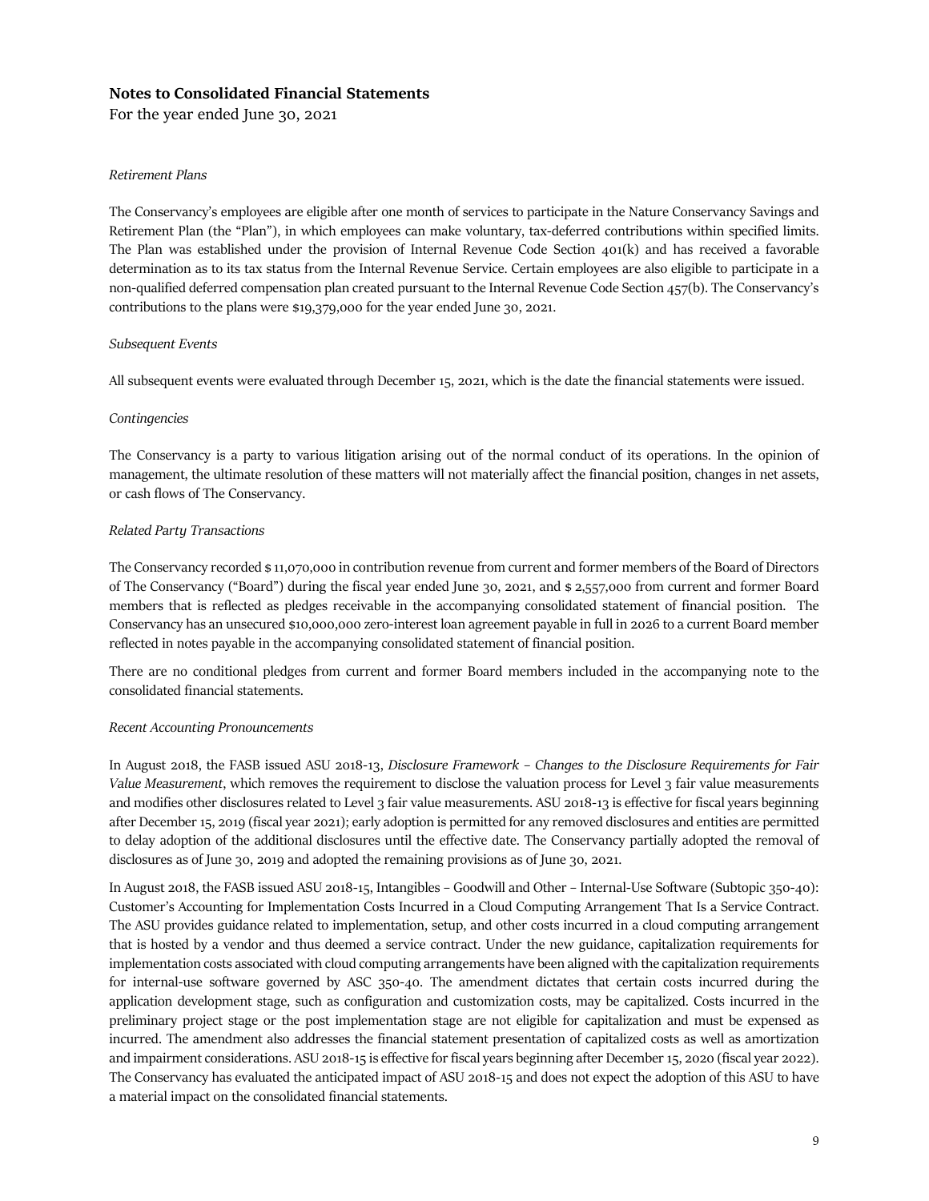## Notes to Consolidated Financial Statements

For the year ended June 30, 2021

*Retirement Plans*

The Conservancy's employees are eligible after one month of services to participate in the Nature Conservancy Savings and Retirement Plan (the "Plan"), in which employees can make voluntary, tax-deferred contributions within specified limits. The Plan was established under the provision of Internal Revenue Code Section 401(k) and has received a favorable determination as to its tax status from the Internal Revenue Service. Certain employees are also eligible to participate in a non-qualified deferred compensation plan created pursuant to the Internal Revenue Code Section 457(b). The Conservancy's contributions to the plans were $19,379,000 for the year ended June 30, 2021.

*Subsequent Events*

All subsequent events were evaluated through December 15, 2021, which is the date the financial statements were issued.

*Contingencies*

The Conservancy is a party to various litigation arising out of the normal conduct of its operations. In the opinion of management, the ultimate resolution of these matters will not materially affect the financial position, changes in net assets, or cash flows of The Conservancy.

*Related Party Transactions*

The Conservancy recorded $ 11,070,000 in contribution revenue from current and former members of the Board of Directors of The Conservancy ("Board") during the fiscal year ended June 30, 2021, and $ 2,557,000 from current and former Board members that is reflected as pledges receivable in the accompanying consolidated statement of financial position. The Conservancy has an unsecured $10,000,000 zero-interest loan agreement payable in full in 2026 to a current Board member reflected in notes payable in the accompanying consolidated statement of financial position.

There are no conditional pledges from current and former Board members included in the accompanying note to the consolidated financial statements.

*Recent Accounting Pronouncements*

In August 2018, the FASB issued ASU 2018-13, *Disclosure Framework – Changes to the Disclosure Requirements for Fair Value Measurement,* which removes the requirement to disclose the valuation process for Level 3 fair value measurements and modifies other disclosures related to Level 3 fair value measurements. ASU 2018-13 is effective for fiscal years beginning after December 15, 2019 (fiscal year 2021); early adoption is permitted for any removed disclosures and entities are permitted to delay adoption of the additional disclosures until the effective date. The Conservancy partially adopted the removal of disclosures as of June 30, 2019 and adopted the remaining provisions as of June 30, 2021.

In August 2018, the FASB issued ASU 2018-15, Intangibles – Goodwill and Other – Internal-Use Software (Subtopic 350-40): Customer's Accounting for Implementation Costs Incurred in a Cloud Computing Arrangement That Is a Service Contract. The ASU provides guidance related to implementation, setup, and other costs incurred in a cloud computing arrangement that is hosted by a vendor and thus deemed a service contract. Under the new guidance, capitalization requirements for implementation costs associated with cloud computing arrangements have been aligned with the capitalization requirements for internal-use software governed by ASC 350-40. The amendment dictates that certain costs incurred during the application development stage, such as configuration and customization costs, may be capitalized. Costs incurred in the preliminary project stage or the post implementation stage are not eligible for capitalization and must be expensed as incurred. The amendment also addresses the financial statement presentation of capitalized costs as well as amortization and impairment considerations. ASU 2018-15 is effective for fiscal years beginning after December 15, 2020 (fiscal year 2022). The Conservancy has evaluated the anticipated impact of ASU 2018-15 and does not expect the adoption of this ASU to have a material impact on the consolidated financial statements.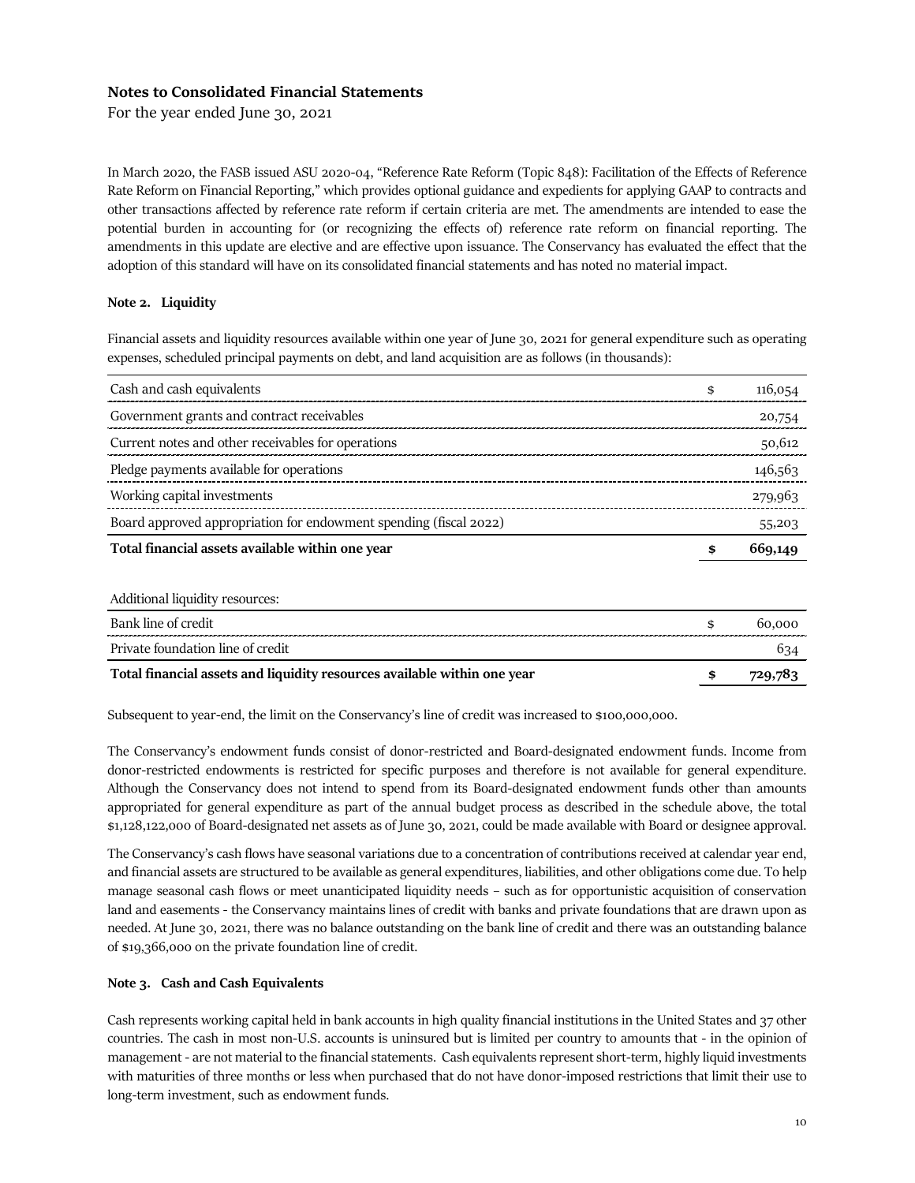## Notes to Consolidated Financial Statements

For the year ended June 30, 2021

In March 2020, the FASB issued ASU 2020-04, "Reference Rate Reform (Topic 848): Facilitation of the Effects of Reference Rate Reform on Financial Reporting," which provides optional guidance and expedients for applying GAAP to contracts and other transactions affected by reference rate reform if certain criteria are met. The amendments are intended to ease the potential burden in accounting for (or recognizing the effects of) reference rate reform on financial reporting. The amendments in this update are elective and are effective upon issuance. The Conservancy has evaluated the effect that the adoption of this standard will have on its consolidated financial statements and has noted no material impact.

### Note 2. Liquidity

Financial assets and liquidity resources available within one year of June 30, 2021 for general expenditure such as operating expenses, scheduled principal payments on debt, and land acquisition are as follows (in thousands):

| | | |
|---|---|---|
| Cash and cash equivalents | $ | 116,054 |
| Government grants and contract receivables | | 20,754 |
| Current notes and other receivables for operations | | 50,612 |
| Pledge payments available for operations | | 146,563 |
| Working capital investments | | 279,963 |
| Board approved appropriation for endowment spending (fiscal 2022) | | 55,203 |
| **Total financial assets available within one year** | **$** | **669,149** |
| Additional liquidity resources: | | |
| Bank line of credit | $ | 60,000 |
| Private foundation line of credit | | 634 |
| **Total financial assets and liquidity resources available within one year** | **$** | **729,783** |

Subsequent to year-end, the limit on the Conservancy's line of credit was increased to $100,000,000.

The Conservancy's endowment funds consist of donor-restricted and Board-designated endowment funds. Income from donor-restricted endowments is restricted for specific purposes and therefore is not available for general expenditure. Although the Conservancy does not intend to spend from its Board-designated endowment funds other than amounts appropriated for general expenditure as part of the annual budget process as described in the schedule above, the total $1,128,122,000 of Board-designated net assets as of June 30, 2021, could be made available with Board or designee approval.

The Conservancy's cash flows have seasonal variations due to a concentration of contributions received at calendar year end, and financial assets are structured to be available as general expenditures, liabilities, and other obligations come due. To help manage seasonal cash flows or meet unanticipated liquidity needs – such as for opportunistic acquisition of conservation land and easements - the Conservancy maintains lines of credit with banks and private foundations that are drawn upon as needed. At June 30, 2021, there was no balance outstanding on the bank line of credit and there was an outstanding balance of $19,366,000 on the private foundation line of credit.

### Note 3. Cash and Cash Equivalents

Cash represents working capital held in bank accounts in high quality financial institutions in the United States and 37 other countries. The cash in most non-U.S. accounts is uninsured but is limited per country to amounts that - in the opinion of management - are not material to the financial statements. Cash equivalents represent short-term, highly liquid investments with maturities of three months or less when purchased that do not have donor-imposed restrictions that limit their use to long-term investment, such as endowment funds.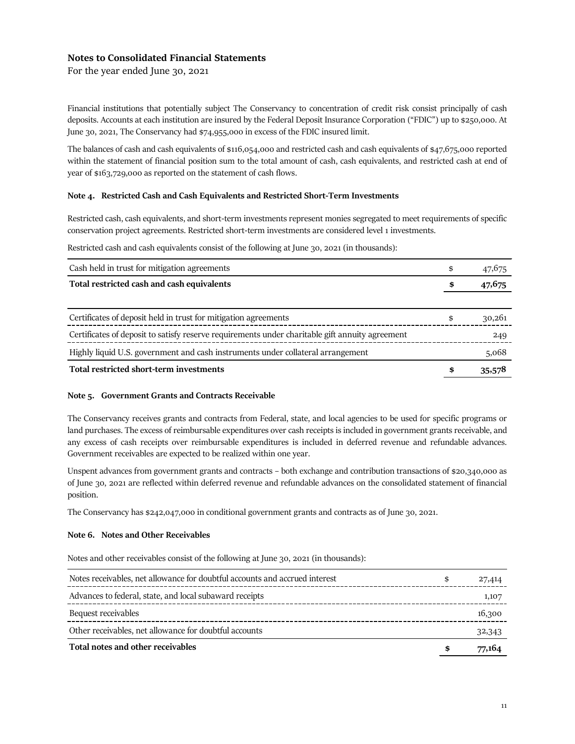## Notes to Consolidated Financial Statements

For the year ended June 30, 2021

Financial institutions that potentially subject The Conservancy to concentration of credit risk consist principally of cash deposits. Accounts at each institution are insured by the Federal Deposit Insurance Corporation ("FDIC") up to $250,000. At June 30, 2021, The Conservancy had $74,955,000 in excess of the FDIC insured limit.

The balances of cash and cash equivalents of $116,054,000 and restricted cash and cash equivalents of $47,675,000 reported within the statement of financial position sum to the total amount of cash, cash equivalents, and restricted cash at end of year of $163,729,000 as reported on the statement of cash flows.

### Note 4. Restricted Cash and Cash Equivalents and Restricted Short-Term Investments

Restricted cash, cash equivalents, and short-term investments represent monies segregated to meet requirements of specific conservation project agreements. Restricted short-term investments are considered level 1 investments.

Restricted cash and cash equivalents consist of the following at June 30, 2021 (in thousands):

| | | |
|---|---|---|
| Cash held in trust for mitigation agreements | $ | 47,675 |
| **Total restricted cash and cash equivalents** | **$** | **47,675** |

| | | |
|---|---|---|
| Certificates of deposit held in trust for mitigation agreements | $ | 30,261 |
| Certificates of deposit to satisfy reserve requirements under charitable gift annuity agreement | | 249 |
| Highly liquid U.S. government and cash instruments under collateral arrangement | | 5,068 |
| **Total restricted short-term investments** | **$** | **35,578** |

### Note 5. Government Grants and Contracts Receivable

The Conservancy receives grants and contracts from Federal, state, and local agencies to be used for specific programs or land purchases. The excess of reimbursable expenditures over cash receipts is included in government grants receivable, and any excess of cash receipts over reimbursable expenditures is included in deferred revenue and refundable advances. Government receivables are expected to be realized within one year.

Unspent advances from government grants and contracts – both exchange and contribution transactions of $20,340,000 as of June 30, 2021 are reflected within deferred revenue and refundable advances on the consolidated statement of financial position.

The Conservancy has $242,047,000 in conditional government grants and contracts as of June 30, 2021.

### Note 6. Notes and Other Receivables

Notes and other receivables consist of the following at June 30, 2021 (in thousands):

| | | |
|---|---|---|
| Notes receivables, net allowance for doubtful accounts and accrued interest | $ | 27,414 |
| Advances to federal, state, and local subaward receipts | | 1,107 |
| Bequest receivables | | 16,300 |
| Other receivables, net allowance for doubtful accounts | | 32,343 |
| **Total notes and other receivables** | **$** | **77,164** |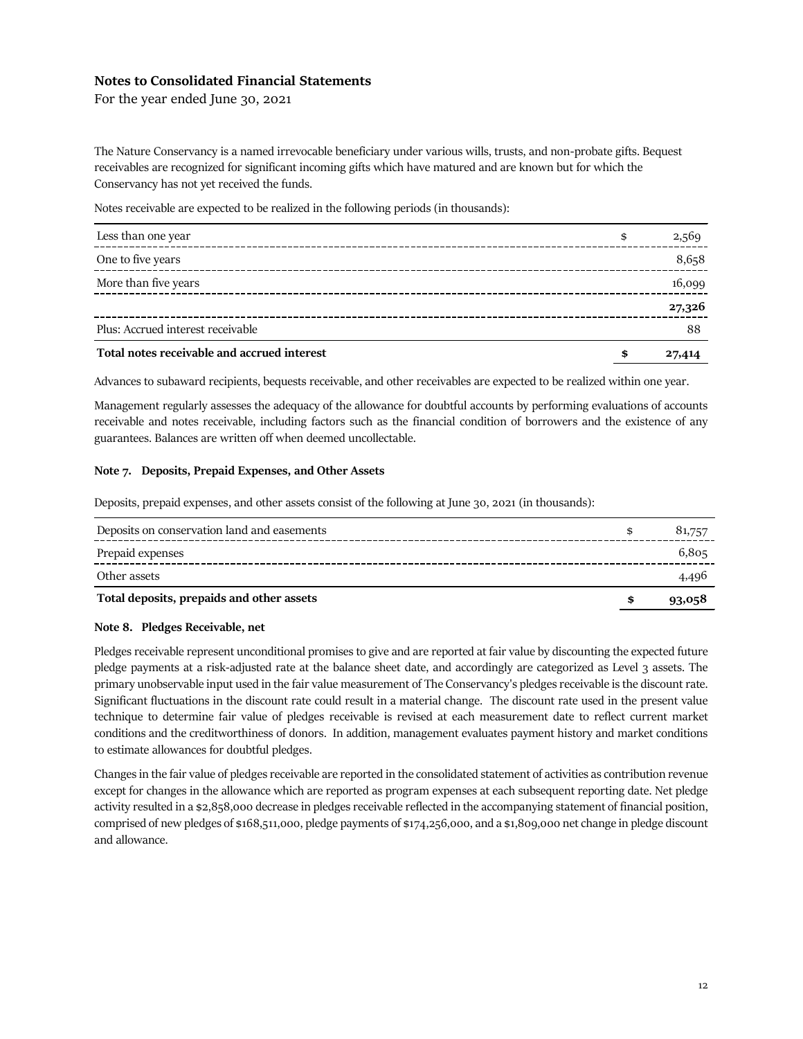## Notes to Consolidated Financial Statements

For the year ended June 30, 2021

The Nature Conservancy is a named irrevocable beneficiary under various wills, trusts, and non-probate gifts. Bequest receivables are recognized for significant incoming gifts which have matured and are known but for which the Conservancy has not yet received the funds.

Notes receivable are expected to be realized in the following periods (in thousands):

| | | |
|---|---|---|
| Less than one year | $ | 2,569 |
| One to five years | | 8,658 |
| More than five years | | 16,099 |
| | | **27,326** |
| Plus: Accrued interest receivable | | 88 |
| **Total notes receivable and accrued interest** | **$** | **27,414** |

Advances to subaward recipients, bequests receivable, and other receivables are expected to be realized within one year.

Management regularly assesses the adequacy of the allowance for doubtful accounts by performing evaluations of accounts receivable and notes receivable, including factors such as the financial condition of borrowers and the existence of any guarantees. Balances are written off when deemed uncollectable.

#### Note 7. Deposits, Prepaid Expenses, and Other Assets

Deposits, prepaid expenses, and other assets consist of the following at June 30, 2021 (in thousands):

| | | |
|---|---|---|
| Deposits on conservation land and easements | $ | 81,757 |
| Prepaid expenses | | 6,805 |
| Other assets | | 4,496 |
| **Total deposits, prepaids and other assets** | **$** | **93,058** |

#### Note 8. Pledges Receivable, net

Pledges receivable represent unconditional promises to give and are reported at fair value by discounting the expected future pledge payments at a risk-adjusted rate at the balance sheet date, and accordingly are categorized as Level 3 assets. The primary unobservable input used in the fair value measurement of The Conservancy's pledges receivable is the discount rate. Significant fluctuations in the discount rate could result in a material change. The discount rate used in the present value technique to determine fair value of pledges receivable is revised at each measurement date to reflect current market conditions and the creditworthiness of donors. In addition, management evaluates payment history and market conditions to estimate allowances for doubtful pledges.

Changes in the fair value of pledges receivable are reported in the consolidated statement of activities as contribution revenue except for changes in the allowance which are reported as program expenses at each subsequent reporting date. Net pledge activity resulted in a $2,858,000 decrease in pledges receivable reflected in the accompanying statement of financial position, comprised of new pledges of $168,511,000, pledge payments of $174,256,000, and a $1,809,000 net change in pledge discount and allowance.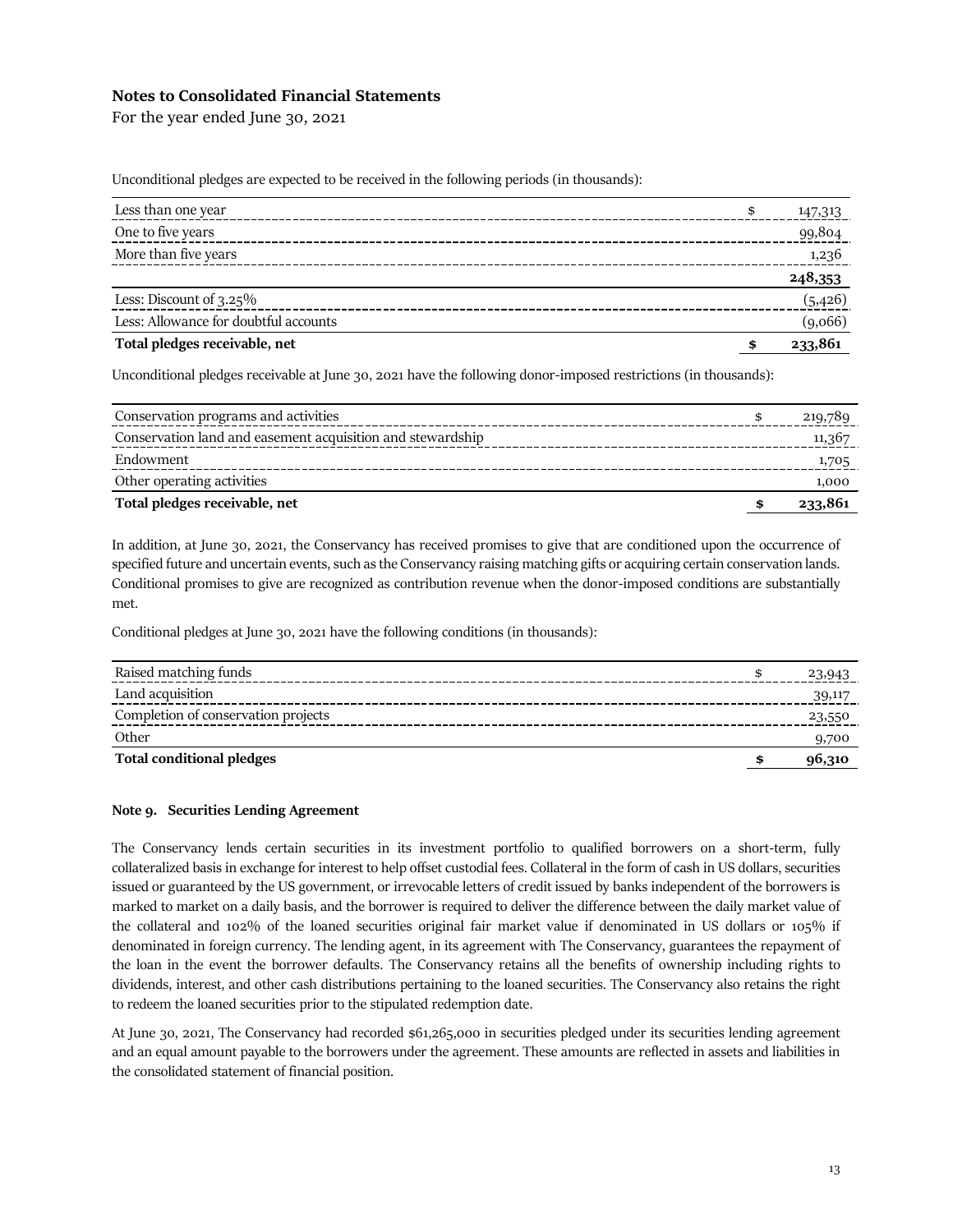**Notes to Consolidated Financial Statements**

For the year ended June 30, 2021

Unconditional pledges are expected to be received in the following periods (in thousands):

| | | |
|---|---|---|
| Less than one year | $ | 147,313 |
| One to five years | | 99,804 |
| More than five years | | 1,236 |
| | | **248,353** |
| Less: Discount of 3.25% | | (5,426) |
| Less: Allowance for doubtful accounts | | (9,066) |
| **Total pledges receivable, net** | **$** | **233,861** |

Unconditional pledges receivable at June 30, 2021 have the following donor-imposed restrictions (in thousands):

| | | |
|---|---|---|
| Conservation programs and activities | $ | 219,789 |
| Conservation land and easement acquisition and stewardship | | 11,367 |
| Endowment | | 1,705 |
| Other operating activities | | 1,000 |
| **Total pledges receivable, net** | **$** | **233,861** |

In addition, at June 30, 2021, the Conservancy has received promises to give that are conditioned upon the occurrence of specified future and uncertain events, such as the Conservancy raising matching gifts or acquiring certain conservation lands. Conditional promises to give are recognized as contribution revenue when the donor-imposed conditions are substantially met.

Conditional pledges at June 30, 2021 have the following conditions (in thousands):

| | | |
|---|---|---|
| Raised matching funds | $ | 23,943 |
| Land acquisition | | 39,117 |
| Completion of conservation projects | | 23,550 |
| Other | | 9,700 |
| **Total conditional pledges** | **$** | **96,310** |

**Note 9. Securities Lending Agreement**

The Conservancy lends certain securities in its investment portfolio to qualified borrowers on a short-term, fully collateralized basis in exchange for interest to help offset custodial fees. Collateral in the form of cash in US dollars, securities issued or guaranteed by the US government, or irrevocable letters of credit issued by banks independent of the borrowers is marked to market on a daily basis, and the borrower is required to deliver the difference between the daily market value of the collateral and 102% of the loaned securities original fair market value if denominated in US dollars or 105% if denominated in foreign currency. The lending agent, in its agreement with The Conservancy, guarantees the repayment of the loan in the event the borrower defaults. The Conservancy retains all the benefits of ownership including rights to dividends, interest, and other cash distributions pertaining to the loaned securities. The Conservancy also retains the right to redeem the loaned securities prior to the stipulated redemption date.

At June 30, 2021, The Conservancy had recorded $61,265,000 in securities pledged under its securities lending agreement and an equal amount payable to the borrowers under the agreement. These amounts are reflected in assets and liabilities in the consolidated statement of financial position.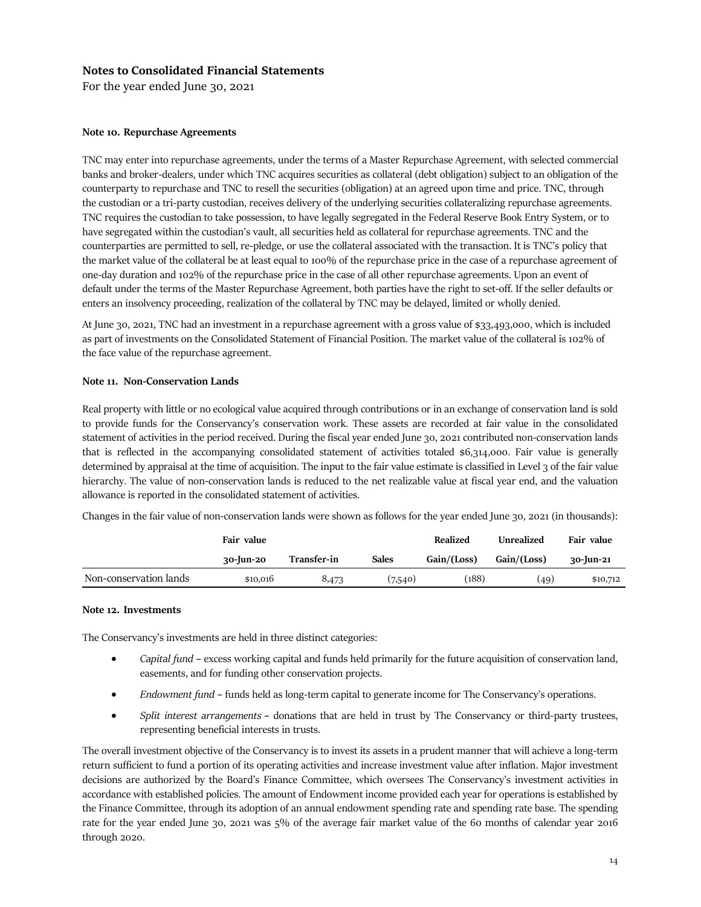## Notes to Consolidated Financial Statements

For the year ended June 30, 2021

### Note 10. Repurchase Agreements

TNC may enter into repurchase agreements, under the terms of a Master Repurchase Agreement, with selected commercial banks and broker-dealers, under which TNC acquires securities as collateral (debt obligation) subject to an obligation of the counterparty to repurchase and TNC to resell the securities (obligation) at an agreed upon time and price. TNC, through the custodian or a tri-party custodian, receives delivery of the underlying securities collateralizing repurchase agreements. TNC requires the custodian to take possession, to have legally segregated in the Federal Reserve Book Entry System, or to have segregated within the custodian's vault, all securities held as collateral for repurchase agreements. TNC and the counterparties are permitted to sell, re-pledge, or use the collateral associated with the transaction. It is TNC's policy that the market value of the collateral be at least equal to 100% of the repurchase price in the case of a repurchase agreement of one-day duration and 102% of the repurchase price in the case of all other repurchase agreements. Upon an event of default under the terms of the Master Repurchase Agreement, both parties have the right to set-off. If the seller defaults or enters an insolvency proceeding, realization of the collateral by TNC may be delayed, limited or wholly denied.

At June 30, 2021, TNC had an investment in a repurchase agreement with a gross value of $33,493,000, which is included as part of investments on the Consolidated Statement of Financial Position. The market value of the collateral is 102% of the face value of the repurchase agreement.

### Note 11. Non-Conservation Lands

Real property with little or no ecological value acquired through contributions or in an exchange of conservation land is sold to provide funds for the Conservancy's conservation work. These assets are recorded at fair value in the consolidated statement of activities in the period received. During the fiscal year ended June 30, 2021 contributed non-conservation lands that is reflected in the accompanying consolidated statement of activities totaled $6,314,000. Fair value is generally determined by appraisal at the time of acquisition. The input to the fair value estimate is classified in Level 3 of the fair value hierarchy. The value of non-conservation lands is reduced to the net realizable value at fiscal year end, and the valuation allowance is reported in the consolidated statement of activities.

Changes in the fair value of non-conservation lands were shown as follows for the year ended June 30, 2021 (in thousands):

| | Fair value 30-Jun-20 | Transfer-in | Sales | Realized Gain/(Loss) | Unrealized Gain/(Loss) | Fair value 30-Jun-21 |
|---|---|---|---|---|---|---|
| Non-conservation lands | $10,016 | 8,473 | (7,540) | (188) | (49) | $10,712 |

### Note 12. Investments

The Conservancy's investments are held in three distinct categories:

- *Capital fund* – excess working capital and funds held primarily for the future acquisition of conservation land, easements, and for funding other conservation projects.
- *Endowment fund* – funds held as long-term capital to generate income for The Conservancy's operations.
- *Split interest arrangements* – donations that are held in trust by The Conservancy or third-party trustees, representing beneficial interests in trusts.

The overall investment objective of the Conservancy is to invest its assets in a prudent manner that will achieve a long-term return sufficient to fund a portion of its operating activities and increase investment value after inflation. Major investment decisions are authorized by the Board's Finance Committee, which oversees The Conservancy's investment activities in accordance with established policies. The amount of Endowment income provided each year for operations is established by the Finance Committee, through its adoption of an annual endowment spending rate and spending rate base. The spending rate for the year ended June 30, 2021 was 5% of the average fair market value of the 60 months of calendar year 2016 through 2020.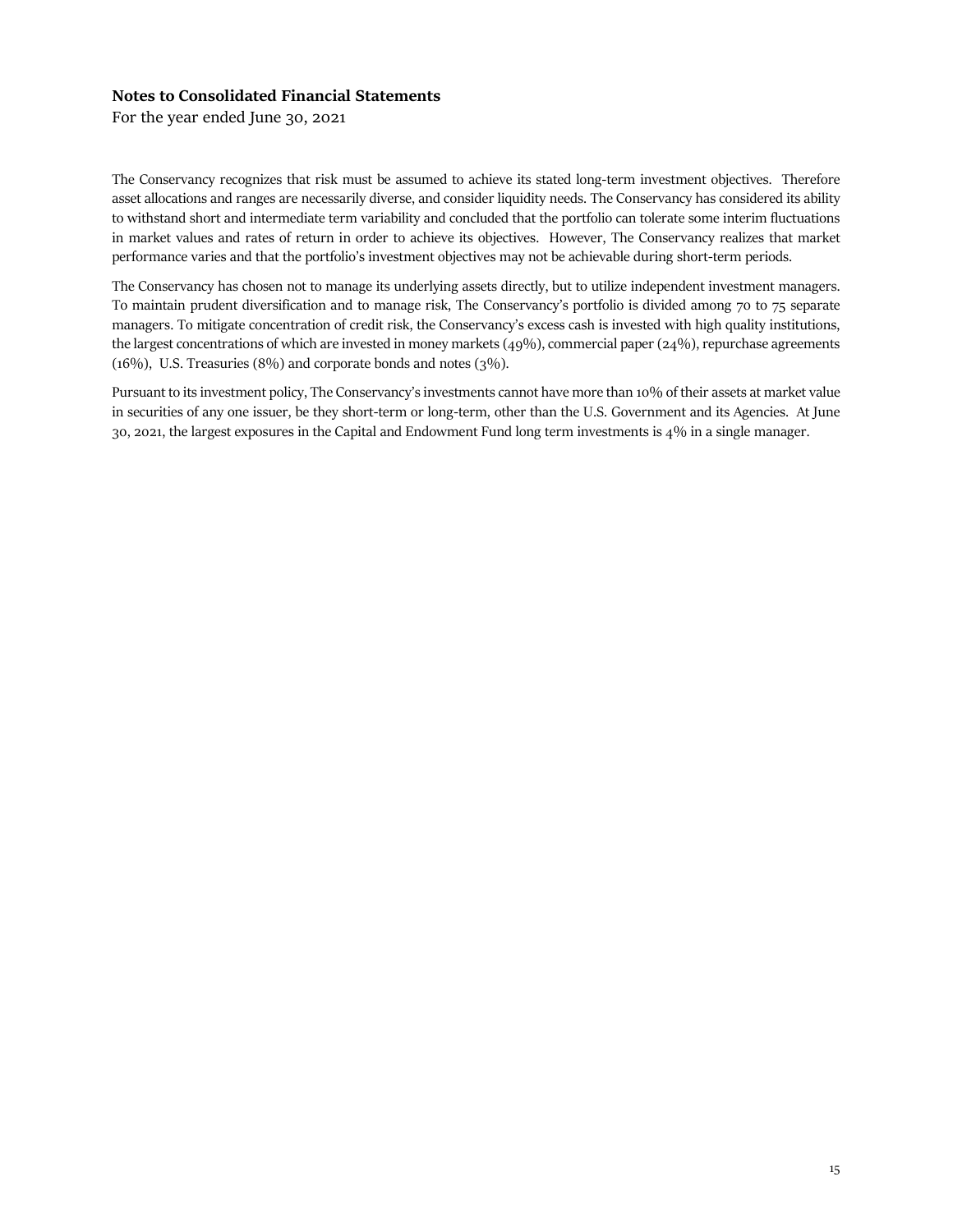**Notes to Consolidated Financial Statements**

For the year ended June 30, 2021

The Conservancy recognizes that risk must be assumed to achieve its stated long-term investment objectives. Therefore asset allocations and ranges are necessarily diverse, and consider liquidity needs. The Conservancy has considered its ability to withstand short and intermediate term variability and concluded that the portfolio can tolerate some interim fluctuations in market values and rates of return in order to achieve its objectives. However, The Conservancy realizes that market performance varies and that the portfolio's investment objectives may not be achievable during short-term periods.

The Conservancy has chosen not to manage its underlying assets directly, but to utilize independent investment managers. To maintain prudent diversification and to manage risk, The Conservancy's portfolio is divided among 70 to 75 separate managers. To mitigate concentration of credit risk, the Conservancy's excess cash is invested with high quality institutions, the largest concentrations of which are invested in money markets (49%), commercial paper (24%), repurchase agreements (16%), U.S. Treasuries (8%) and corporate bonds and notes (3%).

Pursuant to its investment policy, The Conservancy's investments cannot have more than 10% of their assets at market value in securities of any one issuer, be they short-term or long-term, other than the U.S. Government and its Agencies. At June 30, 2021, the largest exposures in the Capital and Endowment Fund long term investments is 4% in a single manager.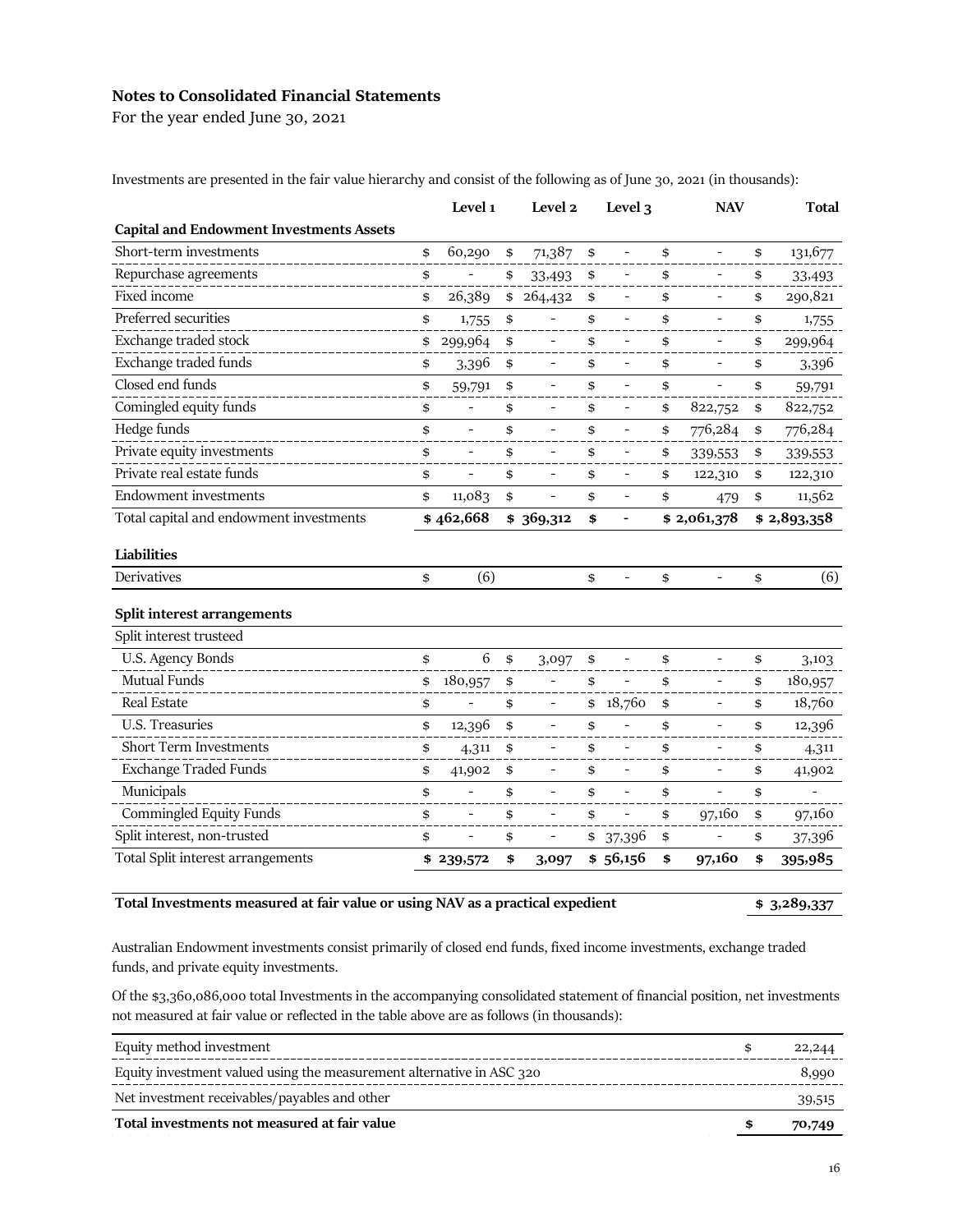**Notes to Consolidated Financial Statements**

For the year ended June 30, 2021

Investments are presented in the fair value hierarchy and consist of the following as of June 30, 2021 (in thousands):

| | Level 1 | Level 2 | Level 3 | NAV | Total |
|---|---|---|---|---|---|
| **Capital and Endowment Investments Assets** | | | | | |
| Short-term investments | $ 60,290 | $ 71,387 | $ - | $ - | $ 131,677 |
| Repurchase agreements | $ - | $ 33,493 | $ - | $ - | $ 33,493 |
| Fixed income | $ 26,389 | $ 264,432 | $ - | $ - | $ 290,821 |
| Preferred securities | $ 1,755 | $ - | $ - | $ - | $ 1,755 |
| Exchange traded stock | $ 299,964 | $ - | $ - | $ - | $ 299,964 |
| Exchange traded funds | $ 3,396 | $ - | $ - | $ - | $ 3,396 |
| Closed end funds | $ 59,791 | $ - | $ - | - | $ 59,791 |
| Comingled equity funds | $ - | $ - | $ - | $ 822,752 | $ 822,752 |
| Hedge funds | $ - | $ - | $ - | $ 776,284 | $ 776,284 |
| Private equity investments | $ - | $ - | $ - | $ 339,553 | $ 339,553 |
| Private real estate funds | $ - | $ - | $ - | $ 122,310 | $ 122,310 |
| Endowment investments | $ 11,083 | $ - | $ - | $ 479 | $ 11,562 |
| Total capital and endowment investments | **$ 462,668** | **$ 369,312** | **$ -** | **$ 2,061,378** | **$ 2,893,358** |
| **Liabilities** | | | | | |
| Derivatives | $ (6) | | $ - | $ - | $ (6) |
| **Split interest arrangements** | | | | | |
| Split interest trusteed | | | | | |
| U.S. Agency Bonds | $ 6 | $ 3,097 | $ - | $ - | $ 3,103 |
| Mutual Funds | $ 180,957 | $ - | $ - | $ - | $ 180,957 |
| Real Estate | $ - | $ - | $ 18,760 | $ - | $ 18,760 |
| U.S. Treasuries | $ 12,396 | $ - | $ - | $ - | $ 12,396 |
| Short Term Investments | $ 4,311 | $ - | $ - | $ - | $ 4,311 |
| Exchange Traded Funds | $ 41,902 | $ - | $ - | $ - | $ 41,902 |
| Municipals | $ - | $ - | $ - | $ - | $ - |
| Commingled Equity Funds | $ - | $ - | $ - | $ 97,160 | $ 97,160 |
| Split interest, non-trusted | $ - | $ - | $ 37,396 | $ - | $ 37,396 |
| Total Split interest arrangements | **$ 239,572** | **$ 3,097** | **$ 56,156** | **$ 97,160** | **$ 395,985** |
| **Total Investments measured at fair value or using NAV as a practical expedient** | | | | | **$ 3,289,337** |

Australian Endowment investments consist primarily of closed end funds, fixed income investments, exchange traded funds, and private equity investments.

Of the $3,360,086,000 total Investments in the accompanying consolidated statement of financial position, net investments not measured at fair value or reflected in the table above are as follows (in thousands):

| | |
|---|---|
| Equity method investment | $ 22,244 |
| Equity investment valued using the measurement alternative in ASC 320 | 8,990 |
| Net investment receivables/payables and other | 39,515 |
| **Total investments not measured at fair value** | **$ 70,749** |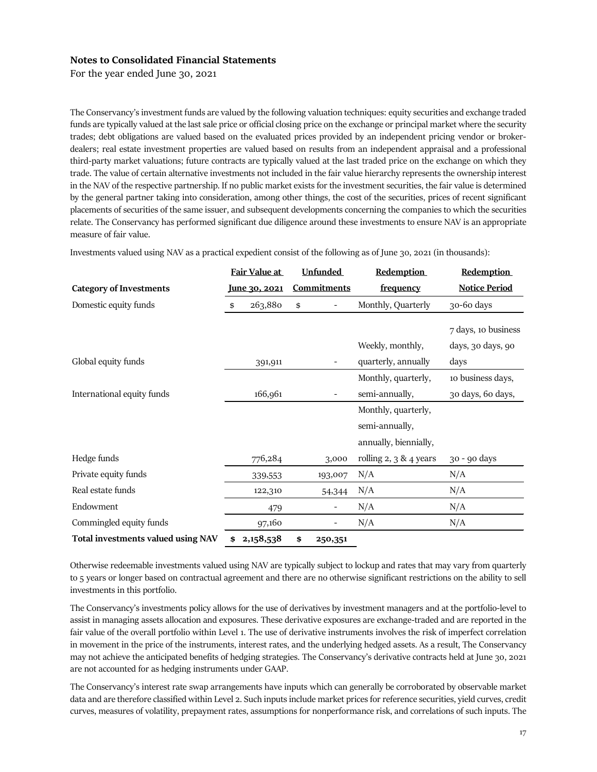## Notes to Consolidated Financial Statements

For the year ended June 30, 2021

The Conservancy's investment funds are valued by the following valuation techniques: equity securities and exchange traded funds are typically valued at the last sale price or official closing price on the exchange or principal market where the security trades; debt obligations are valued based on the evaluated prices provided by an independent pricing vendor or broker-dealers; real estate investment properties are valued based on results from an independent appraisal and a professional third-party market valuations; future contracts are typically valued at the last traded price on the exchange on which they trade. The value of certain alternative investments not included in the fair value hierarchy represents the ownership interest in the NAV of the respective partnership. If no public market exists for the investment securities, the fair value is determined by the general partner taking into consideration, among other things, the cost of the securities, prices of recent significant placements of securities of the same issuer, and subsequent developments concerning the companies to which the securities relate. The Conservancy has performed significant due diligence around these investments to ensure NAV is an appropriate measure of fair value.

Investments valued using NAV as a practical expedient consist of the following as of June 30, 2021 (in thousands):

| Category of Investments | Fair Value at June 30, 2021 | Unfunded Commitments | Redemption frequency | Redemption Notice Period |
|---|---|---|---|---|
| Domestic equity funds | $ 263,880 | $ - | Monthly, Quarterly | 30-60 days |
| Global equity funds | 391,911 | - | Weekly, monthly, quarterly, annually | 7 days, 10 business days, 30 days, 90 days |
| International equity funds | 166,961 | - | Monthly, quarterly, semi-annually, | 10 business days, 30 days, 60 days, |
| Hedge funds | 776,284 | 3,000 | Monthly, quarterly, semi-annually, annually, biennially, rolling 2, 3 & 4 years | 30 - 90 days |
| Private equity funds | 339,553 | 193,007 | N/A | N/A |
| Real estate funds | 122,310 | 54,344 | N/A | N/A |
| Endowment | 479 | - | N/A | N/A |
| Commingled equity funds | 97,160 | - | N/A | N/A |
| **Total investments valued using NAV** | **$ 2,158,538** | **$ 250,351** | | |

Otherwise redeemable investments valued using NAV are typically subject to lockup and rates that may vary from quarterly to 5 years or longer based on contractual agreement and there are no otherwise significant restrictions on the ability to sell investments in this portfolio.

The Conservancy's investments policy allows for the use of derivatives by investment managers and at the portfolio-level to assist in managing assets allocation and exposures. These derivative exposures are exchange-traded and are reported in the fair value of the overall portfolio within Level 1. The use of derivative instruments involves the risk of imperfect correlation in movement in the price of the instruments, interest rates, and the underlying hedged assets. As a result, The Conservancy may not achieve the anticipated benefits of hedging strategies. The Conservancy's derivative contracts held at June 30, 2021 are not accounted for as hedging instruments under GAAP.

The Conservancy's interest rate swap arrangements have inputs which can generally be corroborated by observable market data and are therefore classified within Level 2. Such inputs include market prices for reference securities, yield curves, credit curves, measures of volatility, prepayment rates, assumptions for nonperformance risk, and correlations of such inputs. The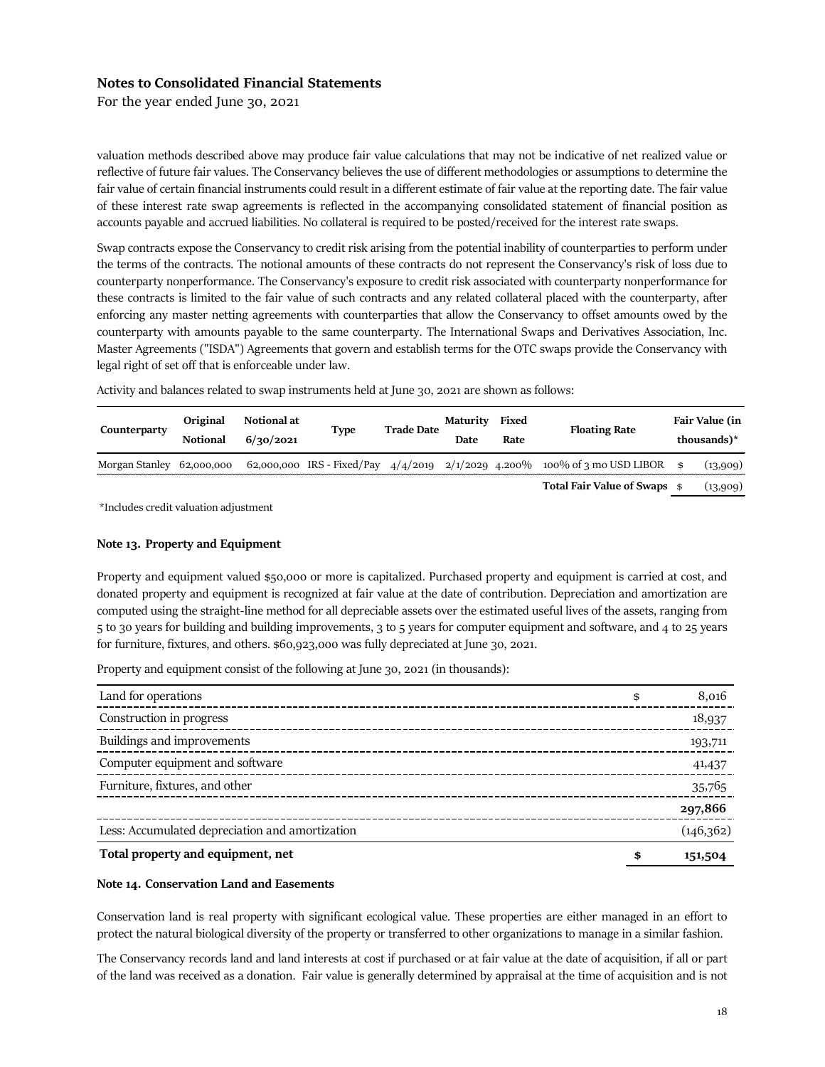## Notes to Consolidated Financial Statements

For the year ended June 30, 2021

valuation methods described above may produce fair value calculations that may not be indicative of net realized value or reflective of future fair values. The Conservancy believes the use of different methodologies or assumptions to determine the fair value of certain financial instruments could result in a different estimate of fair value at the reporting date. The fair value of these interest rate swap agreements is reflected in the accompanying consolidated statement of financial position as accounts payable and accrued liabilities. No collateral is required to be posted/received for the interest rate swaps.

Swap contracts expose the Conservancy to credit risk arising from the potential inability of counterparties to perform under the terms of the contracts. The notional amounts of these contracts do not represent the Conservancy's risk of loss due to counterparty nonperformance. The Conservancy's exposure to credit risk associated with counterparty nonperformance for these contracts is limited to the fair value of such contracts and any related collateral placed with the counterparty, after enforcing any master netting agreements with counterparties that allow the Conservancy to offset amounts owed by the counterparty with amounts payable to the same counterparty. The International Swaps and Derivatives Association, Inc. Master Agreements ("ISDA") Agreements that govern and establish terms for the OTC swaps provide the Conservancy with legal right of set off that is enforceable under law.

Activity and balances related to swap instruments held at June 30, 2021 are shown as follows:

| Counterparty | Original Notional | Notional at 6/30/2021 | Type | Trade Date | Maturity Date | Fixed Rate | Floating Rate | Fair Value (in thousands)* |
|---|---|---|---|---|---|---|---|---|
| Morgan Stanley | 62,000,000 | 62,000,000 | IRS - Fixed/Pay | 4/4/2019 | 2/1/2029 | 4.200% | 100% of 3 mo USD LIBOR | $ (13,909) |
| | | | | | | | **Total Fair Value of Swaps** | $ (13,909) |

*Includes credit valuation adjustment

### Note 13. Property and Equipment

Property and equipment valued $50,000 or more is capitalized. Purchased property and equipment is carried at cost, and donated property and equipment is recognized at fair value at the date of contribution. Depreciation and amortization are computed using the straight-line method for all depreciable assets over the estimated useful lives of the assets, ranging from 5 to 30 years for building and building improvements, 3 to 5 years for computer equipment and software, and 4 to 25 years for furniture, fixtures, and others. $60,923,000 was fully depreciated at June 30, 2021.

Property and equipment consist of the following at June 30, 2021 (in thousands):

| | |
|---|---|
| Land for operations | $ 8,016 |
| Construction in progress | 18,937 |
| Buildings and improvements | 193,711 |
| Computer equipment and software | 41,437 |
| Furniture, fixtures, and other | 35,765 |
| | **297,866** |
| Less: Accumulated depreciation and amortization | (146,362) |
| **Total property and equipment, net** | **$ 151,504** |

### Note 14. Conservation Land and Easements

Conservation land is real property with significant ecological value. These properties are either managed in an effort to protect the natural biological diversity of the property or transferred to other organizations to manage in a similar fashion.

The Conservancy records land and land interests at cost if purchased or at fair value at the date of acquisition, if all or part of the land was received as a donation. Fair value is generally determined by appraisal at the time of acquisition and is not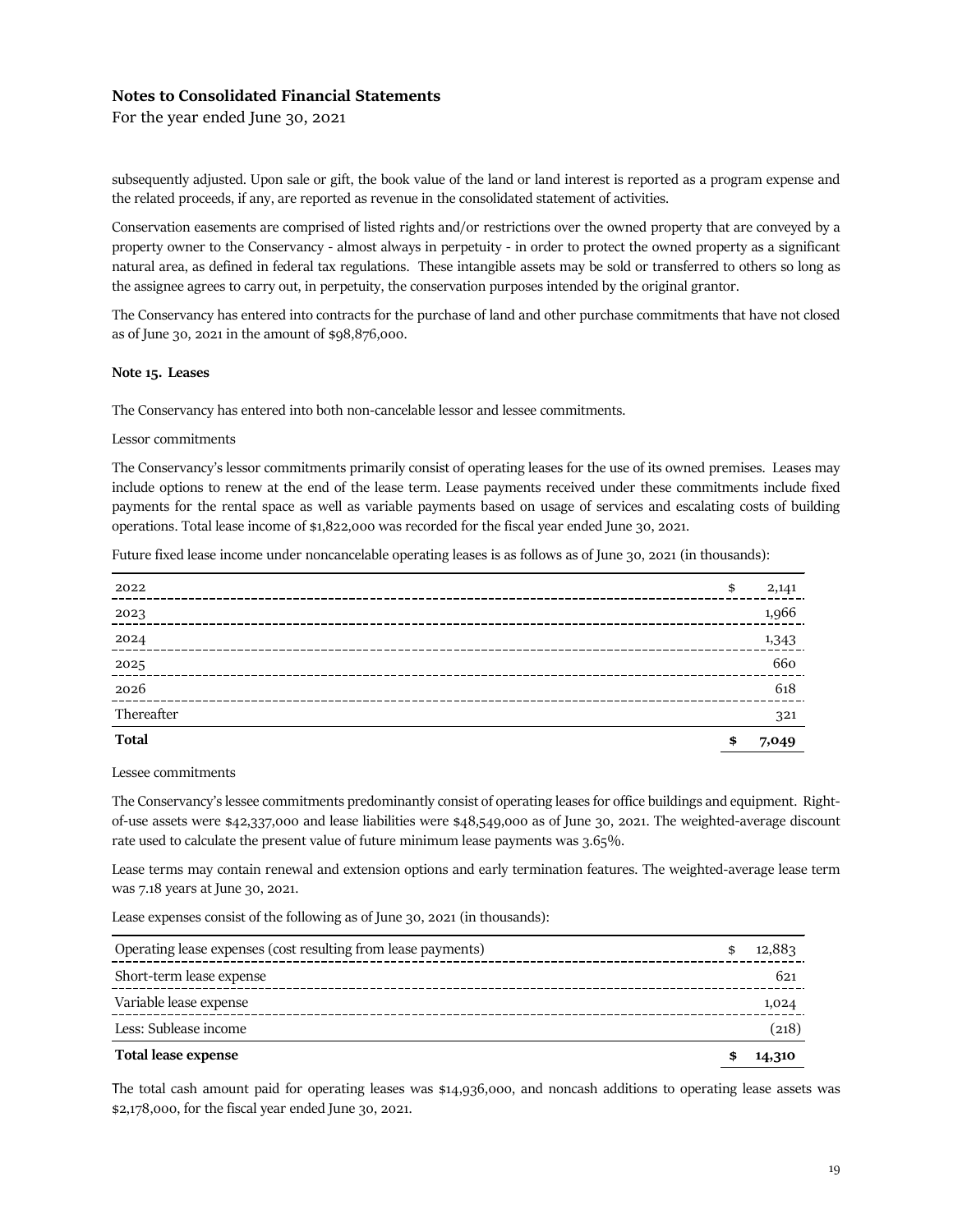**Notes to Consolidated Financial Statements**

For the year ended June 30, 2021

subsequently adjusted. Upon sale or gift, the book value of the land or land interest is reported as a program expense and the related proceeds, if any, are reported as revenue in the consolidated statement of activities.

Conservation easements are comprised of listed rights and/or restrictions over the owned property that are conveyed by a property owner to the Conservancy - almost always in perpetuity - in order to protect the owned property as a significant natural area, as defined in federal tax regulations. These intangible assets may be sold or transferred to others so long as the assignee agrees to carry out, in perpetuity, the conservation purposes intended by the original grantor.

The Conservancy has entered into contracts for the purchase of land and other purchase commitments that have not closed as of June 30, 2021 in the amount of $98,876,000.

**Note 15. Leases**

The Conservancy has entered into both non-cancelable lessor and lessee commitments.

Lessor commitments

The Conservancy's lessor commitments primarily consist of operating leases for the use of its owned premises. Leases may include options to renew at the end of the lease term. Lease payments received under these commitments include fixed payments for the rental space as well as variable payments based on usage of services and escalating costs of building operations. Total lease income of $1,822,000 was recorded for the fiscal year ended June 30, 2021.

Future fixed lease income under noncancelable operating leases is as follows as of June 30, 2021 (in thousands):

| | |
|---|---|
| 2022 | $ 2,141 |
| 2023 | 1,966 |
| 2024 | 1,343 |
| 2025 | 660 |
| 2026 | 618 |
| Thereafter | 321 |
| **Total** | **$ 7,049** |

Lessee commitments

The Conservancy's lessee commitments predominantly consist of operating leases for office buildings and equipment. Right-of-use assets were $42,337,000 and lease liabilities were $48,549,000 as of June 30, 2021. The weighted-average discount rate used to calculate the present value of future minimum lease payments was 3.65%.

Lease terms may contain renewal and extension options and early termination features. The weighted-average lease term was 7.18 years at June 30, 2021.

Lease expenses consist of the following as of June 30, 2021 (in thousands):

| | |
|---|---|
| Operating lease expenses (cost resulting from lease payments) | $ 12,883 |
| Short-term lease expense | 621 |
| Variable lease expense | 1,024 |
| Less: Sublease income | (218) |
| **Total lease expense** | **$ 14,310** |

The total cash amount paid for operating leases was $14,936,000, and noncash additions to operating lease assets was $2,178,000, for the fiscal year ended June 30, 2021.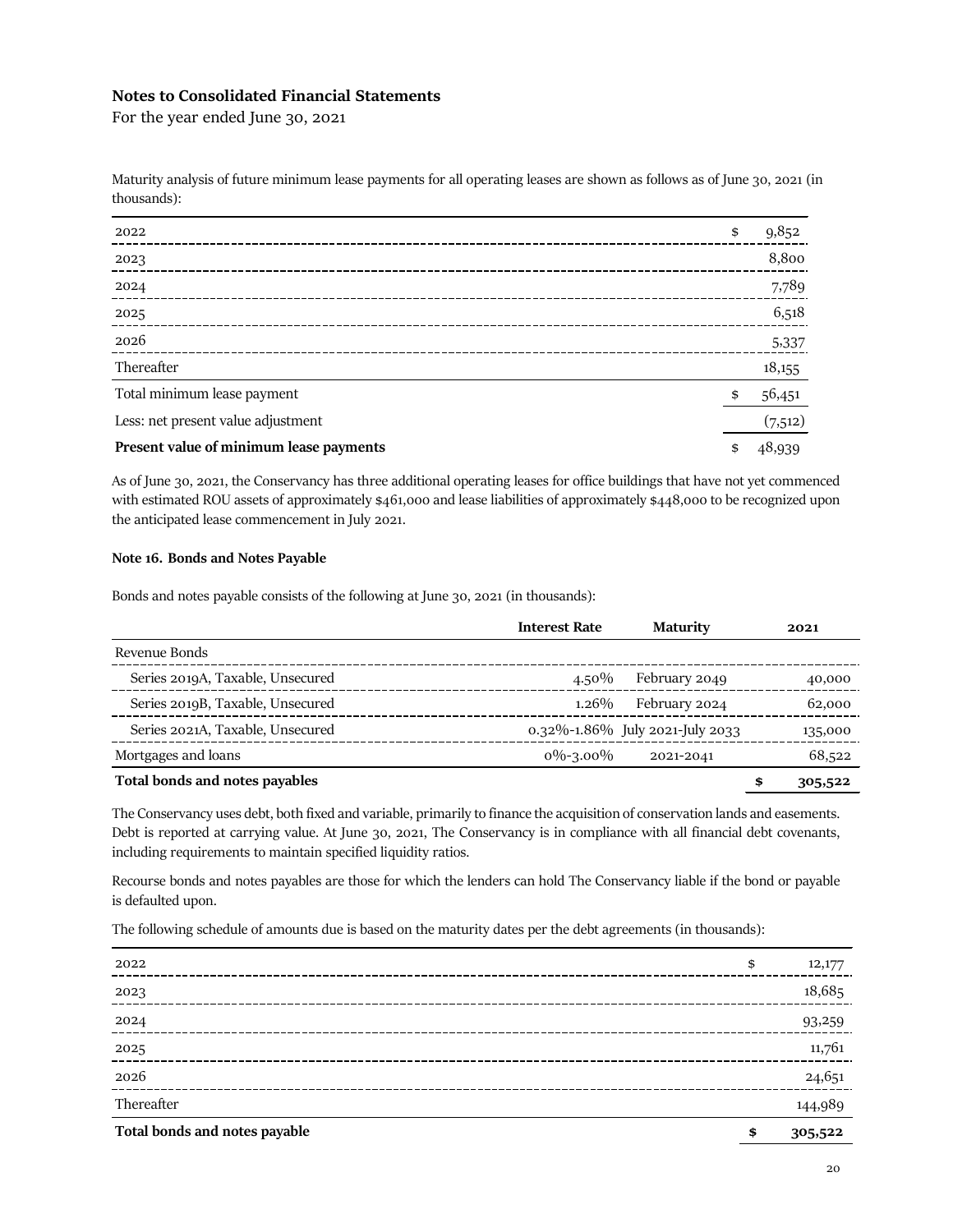## Notes to Consolidated Financial Statements

For the year ended June 30, 2021

Maturity analysis of future minimum lease payments for all operating leases are shown as follows as of June 30, 2021 (in thousands):

| | |
|---|---|
| 2022 | $ 9,852 |
| 2023 | 8,800 |
| 2024 | 7,789 |
| 2025 | 6,518 |
| 2026 | 5,337 |
| Thereafter | 18,155 |
| Total minimum lease payment | $ 56,451 |
| Less: net present value adjustment | (7,512) |
| **Present value of minimum lease payments** | $ 48,939 |

As of June 30, 2021, the Conservancy has three additional operating leases for office buildings that have not yet commenced with estimated ROU assets of approximately $461,000 and lease liabilities of approximately $448,000 to be recognized upon the anticipated lease commencement in July 2021.

### Note 16. Bonds and Notes Payable

Bonds and notes payable consists of the following at June 30, 2021 (in thousands):

| | Interest Rate | Maturity | 2021 |
|---|---|---|---|
| Revenue Bonds | | | |
| Series 2019A, Taxable, Unsecured | 4.50% | February 2049 | 40,000 |
| Series 2019B, Taxable, Unsecured | 1.26% | February 2024 | 62,000 |
| Series 2021A, Taxable, Unsecured | 0.32%-1.86% | July 2021-July 2033 | 135,000 |
| Mortgages and loans | 0%-3.00% | 2021-2041 | 68,522 |
| **Total bonds and notes payables** | | | **$ 305,522** |

The Conservancy uses debt, both fixed and variable, primarily to finance the acquisition of conservation lands and easements. Debt is reported at carrying value. At June 30, 2021, The Conservancy is in compliance with all financial debt covenants, including requirements to maintain specified liquidity ratios.

Recourse bonds and notes payables are those for which the lenders can hold The Conservancy liable if the bond or payable is defaulted upon.

The following schedule of amounts due is based on the maturity dates per the debt agreements (in thousands):

| | |
|---|---|
| 2022 | $ 12,177 |
| 2023 | 18,685 |
| 2024 | 93,259 |
| 2025 | 11,761 |
| 2026 | 24,651 |
| Thereafter | 144,989 |
| **Total bonds and notes payable** | **$ 305,522** |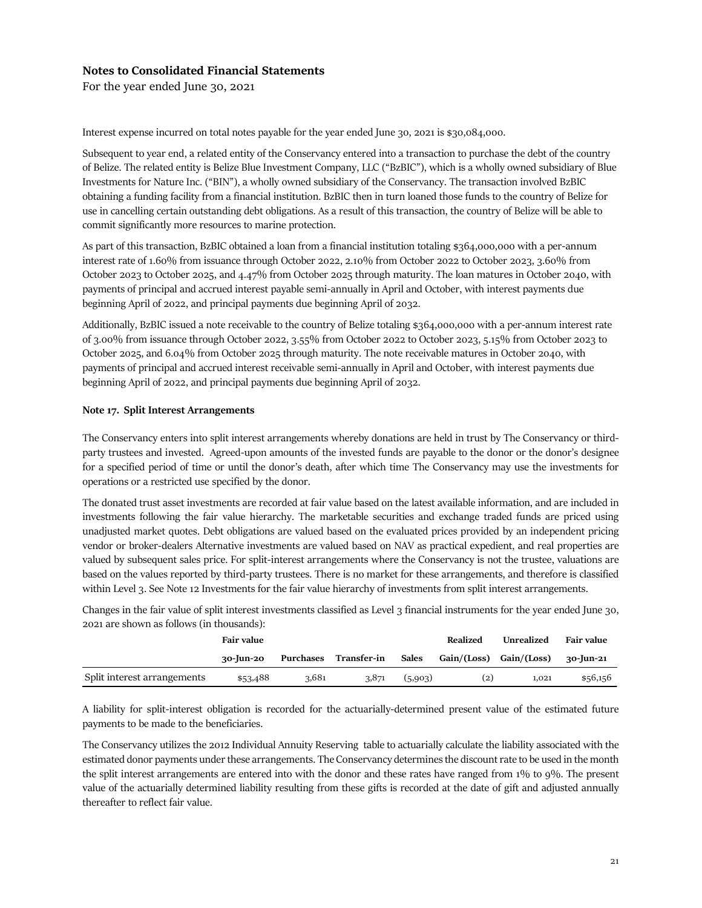## Notes to Consolidated Financial Statements

For the year ended June 30, 2021

Interest expense incurred on total notes payable for the year ended June 30, 2021 is $30,084,000.

Subsequent to year end, a related entity of the Conservancy entered into a transaction to purchase the debt of the country of Belize. The related entity is Belize Blue Investment Company, LLC ("BzBIC"), which is a wholly owned subsidiary of Blue Investments for Nature Inc. ("BIN"), a wholly owned subsidiary of the Conservancy. The transaction involved BzBIC obtaining a funding facility from a financial institution. BzBIC then in turn loaned those funds to the country of Belize for use in cancelling certain outstanding debt obligations. As a result of this transaction, the country of Belize will be able to commit significantly more resources to marine protection.

As part of this transaction, BzBIC obtained a loan from a financial institution totaling $364,000,000 with a per-annum interest rate of 1.60% from issuance through October 2022, 2.10% from October 2022 to October 2023, 3.60% from October 2023 to October 2025, and 4.47% from October 2025 through maturity. The loan matures in October 2040, with payments of principal and accrued interest payable semi-annually in April and October, with interest payments due beginning April of 2022, and principal payments due beginning April of 2032.

Additionally, BzBIC issued a note receivable to the country of Belize totaling $364,000,000 with a per-annum interest rate of 3.00% from issuance through October 2022, 3.55% from October 2022 to October 2023, 5.15% from October 2023 to October 2025, and 6.04% from October 2025 through maturity. The note receivable matures in October 2040, with payments of principal and accrued interest receivable semi-annually in April and October, with interest payments due beginning April of 2022, and principal payments due beginning April of 2032.

### Note 17. Split Interest Arrangements

The Conservancy enters into split interest arrangements whereby donations are held in trust by The Conservancy or third-party trustees and invested. Agreed-upon amounts of the invested funds are payable to the donor or the donor's designee for a specified period of time or until the donor's death, after which time The Conservancy may use the investments for operations or a restricted use specified by the donor.

The donated trust asset investments are recorded at fair value based on the latest available information, and are included in investments following the fair value hierarchy. The marketable securities and exchange traded funds are priced using unadjusted market quotes. Debt obligations are valued based on the evaluated prices provided by an independent pricing vendor or broker-dealers Alternative investments are valued based on NAV as practical expedient, and real properties are valued by subsequent sales price. For split-interest arrangements where the Conservancy is not the trustee, valuations are based on the values reported by third-party trustees. There is no market for these arrangements, and therefore is classified within Level 3. See Note 12 Investments for the fair value hierarchy of investments from split interest arrangements.

Changes in the fair value of split interest investments classified as Level 3 financial instruments for the year ended June 30, 2021 are shown as follows (in thousands):

| | Fair value 30-Jun-20 | Purchases | Transfer-in | Sales | Realized Gain/(Loss) | Unrealized Gain/(Loss) | Fair value 30-Jun-21 |
|---|---|---|---|---|---|---|---|
| Split interest arrangements | $53,488 | 3,681 | 3,871 | (5,903) | (2) | 1,021 | $56,156 |

A liability for split-interest obligation is recorded for the actuarially-determined present value of the estimated future payments to be made to the beneficiaries.

The Conservancy utilizes the 2012 Individual Annuity Reserving table to actuarially calculate the liability associated with the estimated donor payments under these arrangements. The Conservancy determines the discount rate to be used in the month the split interest arrangements are entered into with the donor and these rates have ranged from 1% to 9%. The present value of the actuarially determined liability resulting from these gifts is recorded at the date of gift and adjusted annually thereafter to reflect fair value.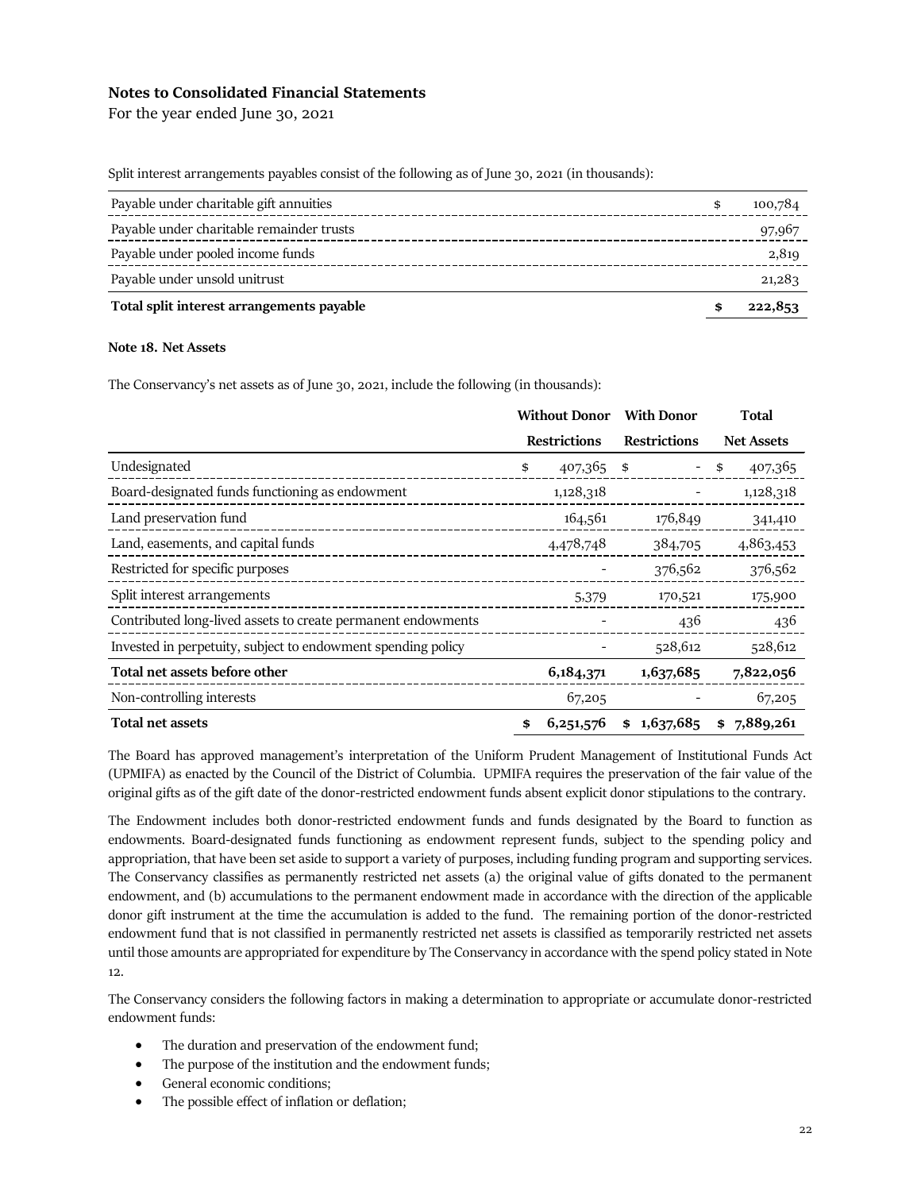## Notes to Consolidated Financial Statements

For the year ended June 30, 2021

Split interest arrangements payables consist of the following as of June 30, 2021 (in thousands):

| | |
|---|---|
| Payable under charitable gift annuities | $ 100,784 |
| Payable under charitable remainder trusts | 97,967 |
| Payable under pooled income funds | 2,819 |
| Payable under unsold unitrust | 21,283 |
| **Total split interest arrangements payable** | **$ 222,853** |

**Note 18. Net Assets**

The Conservancy's net assets as of June 30, 2021, include the following (in thousands):

| | Without Donor Restrictions | With Donor Restrictions | Total Net Assets |
|---|---|---|---|
| Undesignated | $ 407,365 | $ - | $ 407,365 |
| Board-designated funds functioning as endowment | 1,128,318 | - | 1,128,318 |
| Land preservation fund | 164,561 | 176,849 | 341,410 |
| Land, easements, and capital funds | 4,478,748 | 384,705 | 4,863,453 |
| Restricted for specific purposes | - | 376,562 | 376,562 |
| Split interest arrangements | 5,379 | 170,521 | 175,900 |
| Contributed long-lived assets to create permanent endowments | - | 436 | 436 |
| Invested in perpetuity, subject to endowment spending policy | - | 528,612 | 528,612 |
| **Total net assets before other** | **6,184,371** | **1,637,685** | **7,822,056** |
| Non-controlling interests | 67,205 | - | 67,205 |
| **Total net assets** | **$ 6,251,576** | **$ 1,637,685** | **$ 7,889,261** |

The Board has approved management's interpretation of the Uniform Prudent Management of Institutional Funds Act (UPMIFA) as enacted by the Council of the District of Columbia. UPMIFA requires the preservation of the fair value of the original gifts as of the gift date of the donor-restricted endowment funds absent explicit donor stipulations to the contrary.

The Endowment includes both donor-restricted endowment funds and funds designated by the Board to function as endowments. Board-designated funds functioning as endowment represent funds, subject to the spending policy and appropriation, that have been set aside to support a variety of purposes, including funding program and supporting services. The Conservancy classifies as permanently restricted net assets (a) the original value of gifts donated to the permanent endowment, and (b) accumulations to the permanent endowment made in accordance with the direction of the applicable donor gift instrument at the time the accumulation is added to the fund. The remaining portion of the donor-restricted endowment fund that is not classified in permanently restricted net assets is classified as temporarily restricted net assets until those amounts are appropriated for expenditure by The Conservancy in accordance with the spend policy stated in Note 12.

The Conservancy considers the following factors in making a determination to appropriate or accumulate donor-restricted endowment funds:

- The duration and preservation of the endowment fund;
- The purpose of the institution and the endowment funds;
- General economic conditions;
- The possible effect of inflation or deflation;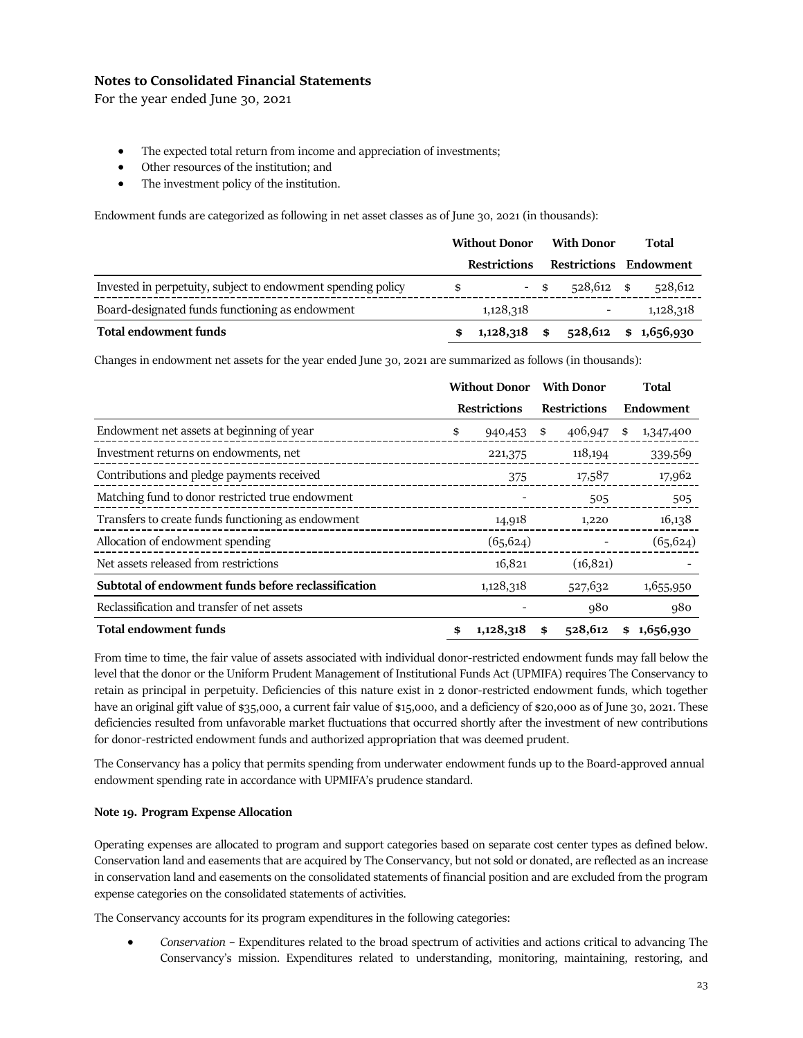## Notes to Consolidated Financial Statements

For the year ended June 30, 2021

- The expected total return from income and appreciation of investments;
- Other resources of the institution; and
- The investment policy of the institution.

Endowment funds are categorized as following in net asset classes as of June 30, 2021 (in thousands):

| | Without Donor Restrictions | With Donor Restrictions | Total Endowment |
|---|---|---|---|
| Invested in perpetuity, subject to endowment spending policy | $ - | $ 528,612 | $ 528,612 |
| Board-designated funds functioning as endowment | 1,128,318 | - | 1,128,318 |
| **Total endowment funds** | **$ 1,128,318** | **$ 528,612** | **$ 1,656,930** |

Changes in endowment net assets for the year ended June 30, 2021 are summarized as follows (in thousands):

| | Without Donor Restrictions | With Donor Restrictions | Total Endowment |
|---|---|---|---|
| Endowment net assets at beginning of year | $ 940,453 | $ 406,947 | $ 1,347,400 |
| Investment returns on endowments, net | 221,375 | 118,194 | 339,569 |
| Contributions and pledge payments received | 375 | 17,587 | 17,962 |
| Matching fund to donor restricted true endowment | - | 505 | 505 |
| Transfers to create funds functioning as endowment | 14,918 | 1,220 | 16,138 |
| Allocation of endowment spending | (65,624) | - | (65,624) |
| Net assets released from restrictions | 16,821 | (16,821) | - |
| **Subtotal of endowment funds before reclassification** | 1,128,318 | 527,632 | 1,655,950 |
| Reclassification and transfer of net assets | - | 980 | 980 |
| **Total endowment funds** | **$ 1,128,318** | **$ 528,612** | **$ 1,656,930** |

From time to time, the fair value of assets associated with individual donor-restricted endowment funds may fall below the level that the donor or the Uniform Prudent Management of Institutional Funds Act (UPMIFA) requires The Conservancy to retain as principal in perpetuity. Deficiencies of this nature exist in 2 donor-restricted endowment funds, which together have an original gift value of $35,000, a current fair value of $15,000, and a deficiency of $20,000 as of June 30, 2021. These deficiencies resulted from unfavorable market fluctuations that occurred shortly after the investment of new contributions for donor-restricted endowment funds and authorized appropriation that was deemed prudent.

The Conservancy has a policy that permits spending from underwater endowment funds up to the Board-approved annual endowment spending rate in accordance with UPMIFA's prudence standard.

### Note 19. Program Expense Allocation

Operating expenses are allocated to program and support categories based on separate cost center types as defined below. Conservation land and easements that are acquired by The Conservancy, but not sold or donated, are reflected as an increase in conservation land and easements on the consolidated statements of financial position and are excluded from the program expense categories on the consolidated statements of activities.

The Conservancy accounts for its program expenditures in the following categories:

- *Conservation* – Expenditures related to the broad spectrum of activities and actions critical to advancing The Conservancy's mission. Expenditures related to understanding, monitoring, maintaining, restoring, and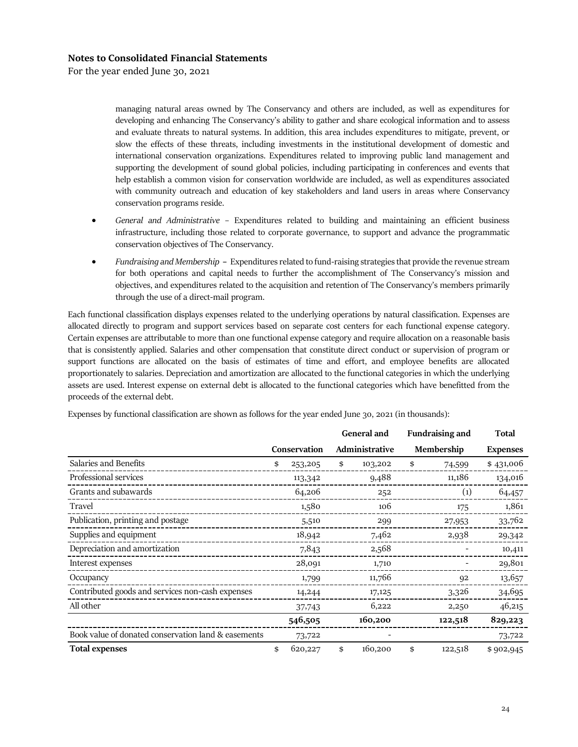**Notes to Consolidated Financial Statements**

For the year ended June 30, 2021

managing natural areas owned by The Conservancy and others are included, as well as expenditures for developing and enhancing The Conservancy's ability to gather and share ecological information and to assess and evaluate threats to natural systems. In addition, this area includes expenditures to mitigate, prevent, or slow the effects of these threats, including investments in the institutional development of domestic and international conservation organizations. Expenditures related to improving public land management and supporting the development of sound global policies, including participating in conferences and events that help establish a common vision for conservation worldwide are included, as well as expenditures associated with community outreach and education of key stakeholders and land users in areas where Conservancy conservation programs reside.

- *General and Administrative* – Expenditures related to building and maintaining an efficient business infrastructure, including those related to corporate governance, to support and advance the programmatic conservation objectives of The Conservancy.
- *Fundraising and Membership* – Expenditures related to fund-raising strategies that provide the revenue stream for both operations and capital needs to further the accomplishment of The Conservancy's mission and objectives, and expenditures related to the acquisition and retention of The Conservancy's members primarily through the use of a direct-mail program.

Each functional classification displays expenses related to the underlying operations by natural classification. Expenses are allocated directly to program and support services based on separate cost centers for each functional expense category. Certain expenses are attributable to more than one functional expense category and require allocation on a reasonable basis that is consistently applied. Salaries and other compensation that constitute direct conduct or supervision of program or support functions are allocated on the basis of estimates of time and effort, and employee benefits are allocated proportionately to salaries. Depreciation and amortization are allocated to the functional categories in which the underlying assets are used. Interest expense on external debt is allocated to the functional categories which have benefitted from the proceeds of the external debt.

Expenses by functional classification are shown as follows for the year ended June 30, 2021 (in thousands):

| | Conservation | General and Administrative | Fundraising and Membership | Total Expenses |
|---|---|---|---|---|
| Salaries and Benefits | $ 253,205 | $ 103,202 | $ 74,599 | $ 431,006 |
| Professional services | 113,342 | 9,488 | 11,186 | 134,016 |
| Grants and subawards | 64,206 | 252 | (1) | 64,457 |
| Travel | 1,580 | 106 | 175 | 1,861 |
| Publication, printing and postage | 5,510 | 299 | 27,953 | 33,762 |
| Supplies and equipment | 18,942 | 7,462 | 2,938 | 29,342 |
| Depreciation and amortization | 7,843 | 2,568 | - | 10,411 |
| Interest expenses | 28,091 | 1,710 | - | 29,801 |
| Occupancy | 1,799 | 11,766 | 92 | 13,657 |
| Contributed goods and services non-cash expenses | 14,244 | 17,125 | 3,326 | 34,695 |
| All other | 37,743 | 6,222 | 2,250 | 46,215 |
| | **546,505** | **160,200** | **122,518** | **829,223** |
| Book value of donated conservation land & easements | 73,722 | - | | 73,722 |
| **Total expenses** | $ 620,227 | $ 160,200 | $ 122,518 | $ 902,945 |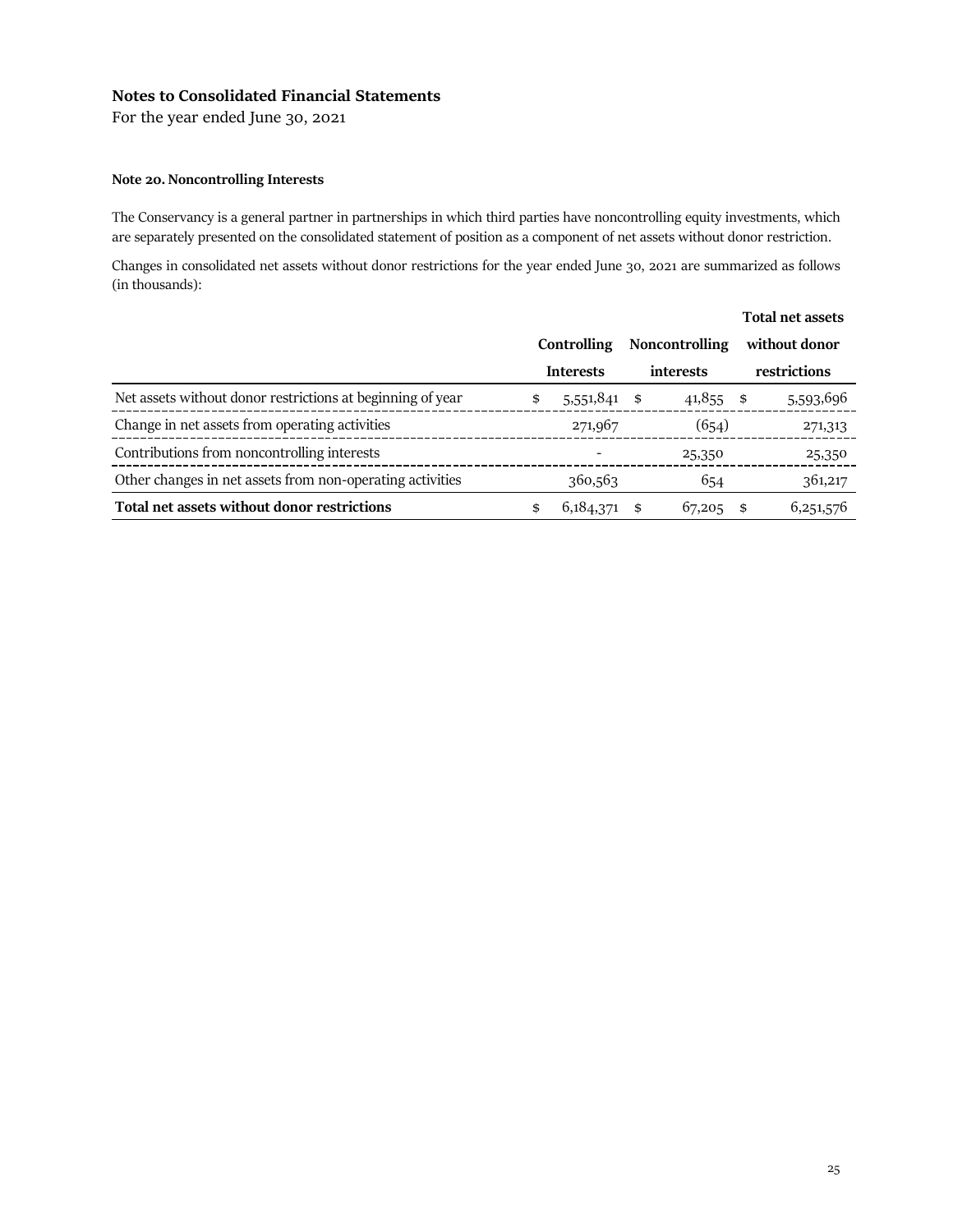## Notes to Consolidated Financial Statements

For the year ended June 30, 2021

### Note 20. Noncontrolling Interests

The Conservancy is a general partner in partnerships in which third parties have noncontrolling equity investments, which are separately presented on the consolidated statement of position as a component of net assets without donor restriction.

Changes in consolidated net assets without donor restrictions for the year ended June 30, 2021 are summarized as follows (in thousands):

| | Controlling Interests | Noncontrolling interests | Total net assets without donor restrictions |
|---|---|---|---|
| Net assets without donor restrictions at beginning of year | $ 5,551,841 | $ 41,855 | $ 5,593,696 |
| Change in net assets from operating activities | 271,967 | (654) | 271,313 |
| Contributions from noncontrolling interests | - | 25,350 | 25,350 |
| Other changes in net assets from non-operating activities | 360,563 | 654 | 361,217 |
| **Total net assets without donor restrictions** | $ 6,184,371 | $ 67,205 | $ 6,251,576 |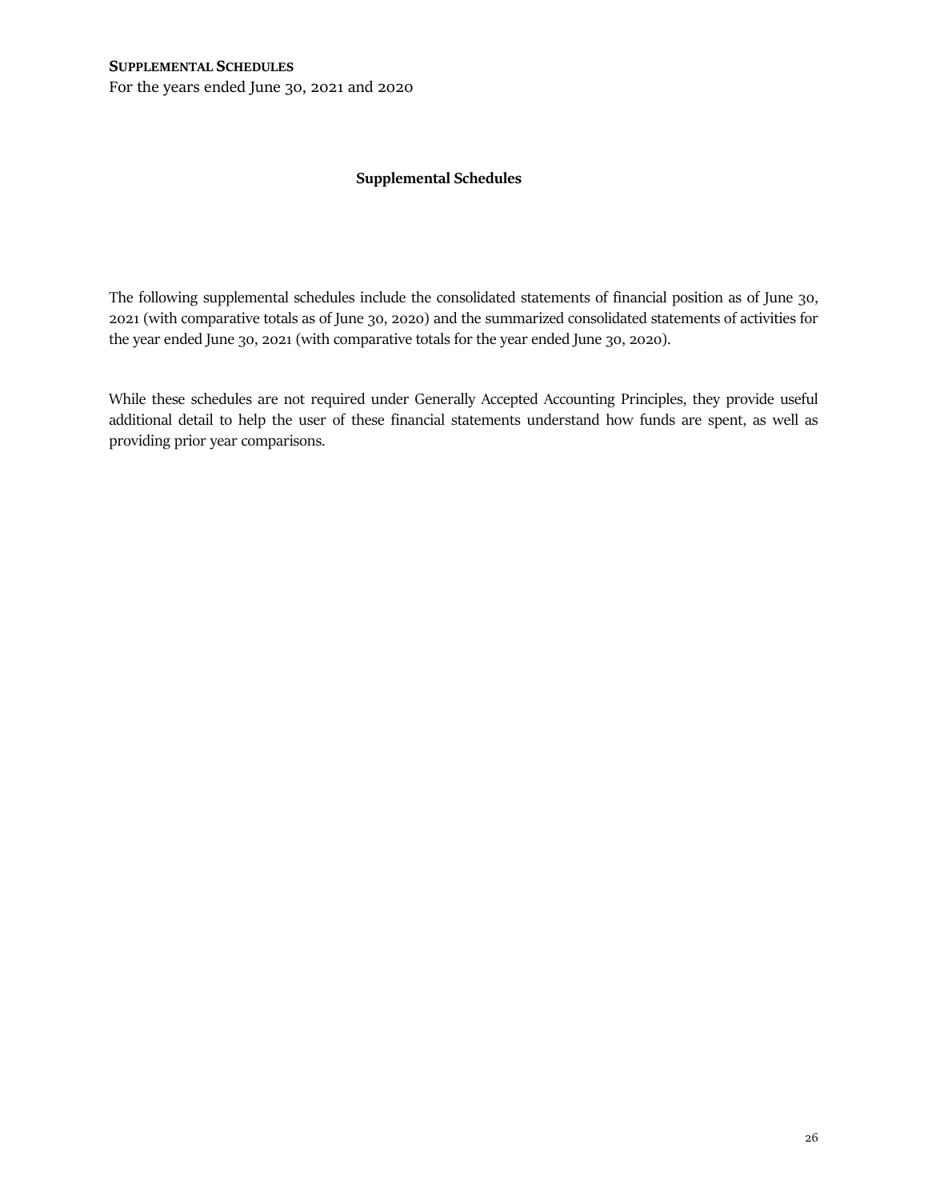## Supplemental Schedules

The following supplemental schedules include the consolidated statements of financial position as of June 30, 2021 (with comparative totals as of June 30, 2020) and the summarized consolidated statements of activities for the year ended June 30, 2021 (with comparative totals for the year ended June 30, 2020).

While these schedules are not required under Generally Accepted Accounting Principles, they provide useful additional detail to help the user of these financial statements understand how funds are spent, as well as providing prior year comparisons.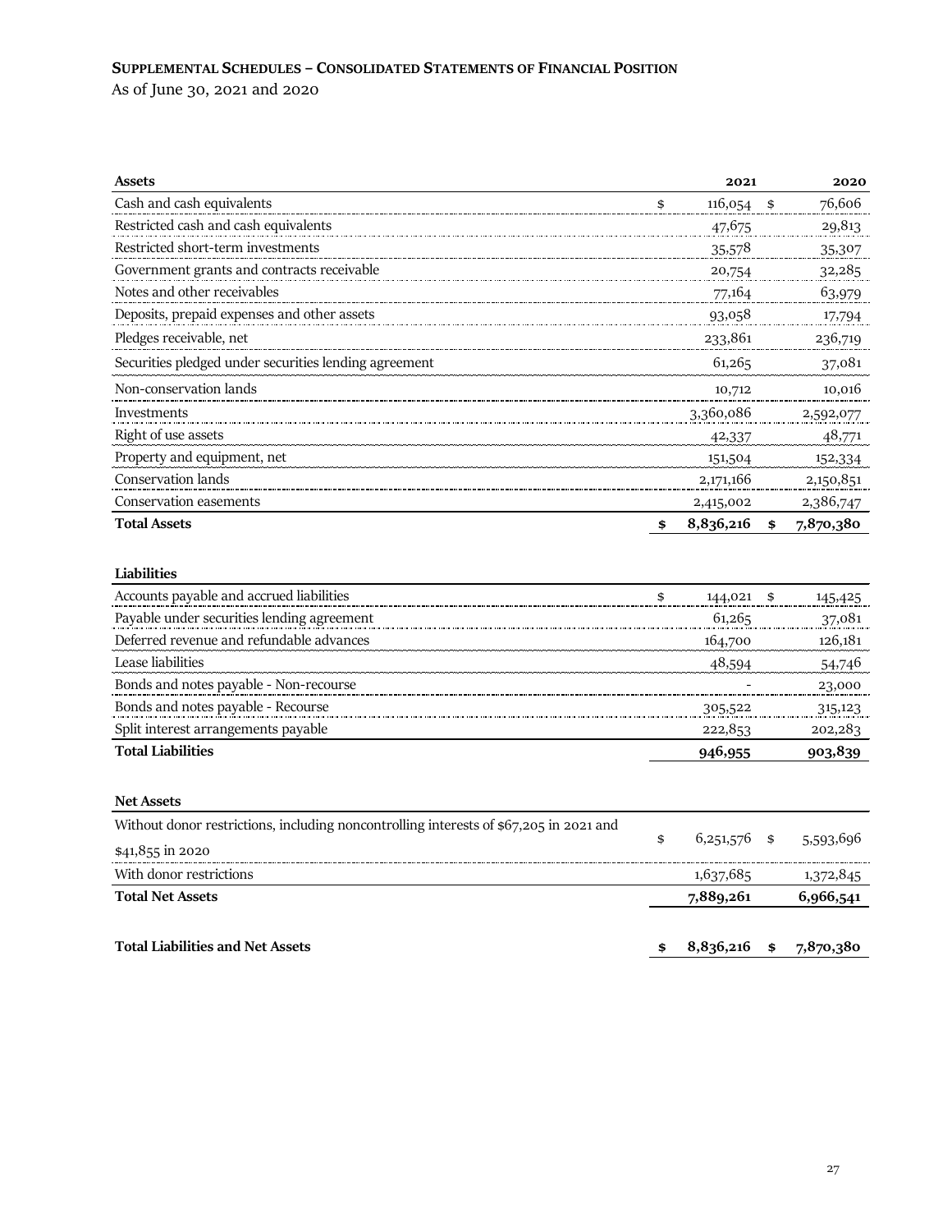**SUPPLEMENTAL SCHEDULES – CONSOLIDATED STATEMENTS OF FINANCIAL POSITION**

As of June 30, 2021 and 2020

| **Assets** | **2021** | **2020** |
|---|---|---|
| Cash and cash equivalents | $ 116,054 | $ 76,606 |
| Restricted cash and cash equivalents | 47,675 | 29,813 |
| Restricted short-term investments | 35,578 | 35,307 |
| Government grants and contracts receivable | 20,754 | 32,285 |
| Notes and other receivables | 77,164 | 63,979 |
| Deposits, prepaid expenses and other assets | 93,058 | 17,794 |
| Pledges receivable, net | 233,861 | 236,719 |
| Securities pledged under securities lending agreement | 61,265 | 37,081 |
| Non-conservation lands | 10,712 | 10,016 |
| Investments | 3,360,086 | 2,592,077 |
| Right of use assets | 42,337 | 48,771 |
| Property and equipment, net | 151,504 | 152,334 |
| Conservation lands | 2,171,166 | 2,150,851 |
| Conservation easements | 2,415,002 | 2,386,747 |
| **Total Assets** | **$ 8,836,216** | **$ 7,870,380** |

| **Liabilities** | | |
|---|---|---|
| Accounts payable and accrued liabilities | $ 144,021 | $ 145,425 |
| Payable under securities lending agreement | 61,265 | 37,081 |
| Deferred revenue and refundable advances | 164,700 | 126,181 |
| Lease liabilities | 48,594 | 54,746 |
| Bonds and notes payable - Non-recourse | - | 23,000 |
| Bonds and notes payable - Recourse | 305,522 | 315,123 |
| Split interest arrangements payable | 222,853 | 202,283 |
| **Total Liabilities** | **946,955** | **903,839** |

| **Net Assets** | | |
|---|---|---|
| Without donor restrictions, including noncontrolling interests of $67,205 in 2021 and $41,855 in 2020 | $ 6,251,576 | $ 5,593,696 |
| With donor restrictions | 1,637,685 | 1,372,845 |
| **Total Net Assets** | **7,889,261** | **6,966,541** |
| | | |
| **Total Liabilities and Net Assets** | **$ 8,836,216** | **$ 7,870,380** |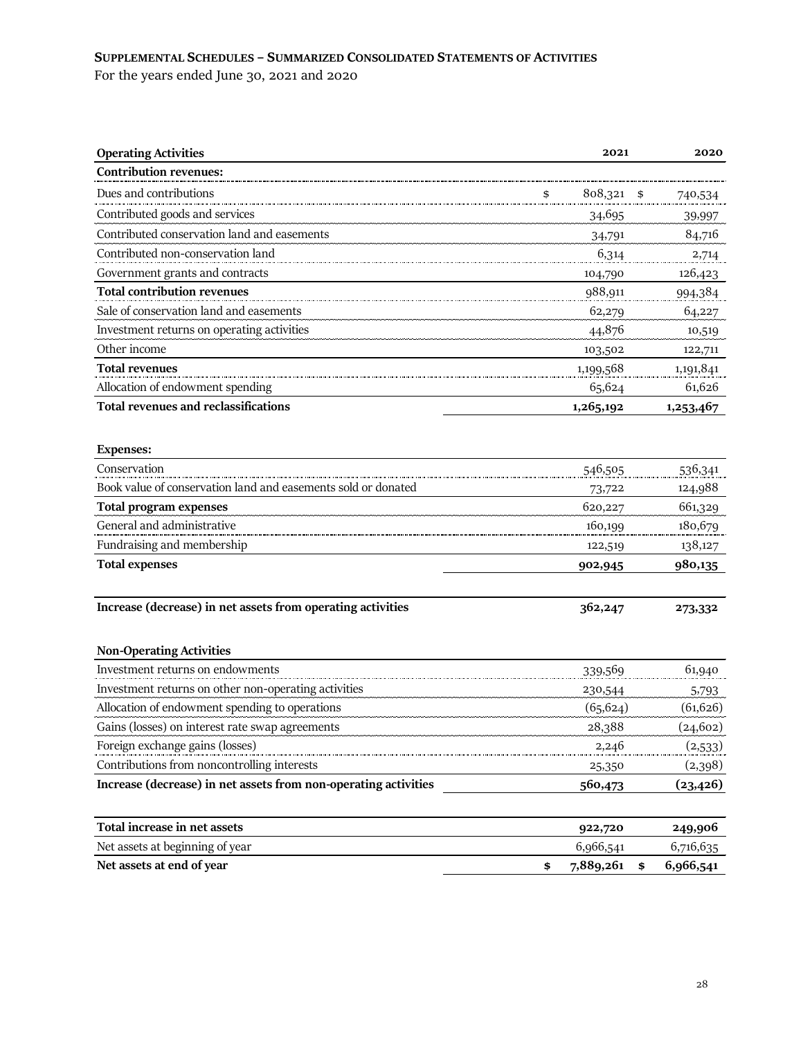## SUPPLEMENTAL SCHEDULES – SUMMARIZED CONSOLIDATED STATEMENTS OF ACTIVITIES

For the years ended June 30, 2021 and 2020

| **Operating Activities** | **2021** | **2020** |
|---|---|---|
| **Contribution revenues:** | | |
| Dues and contributions | $ 808,321 | $ 740,534 |
| Contributed goods and services | 34,695 | 39,997 |
| Contributed conservation land and easements | 34,791 | 84,716 |
| Contributed non-conservation land | 6,314 | 2,714 |
| Government grants and contracts | 104,790 | 126,423 |
| **Total contribution revenues** | 988,911 | 994,384 |
| Sale of conservation land and easements | 62,279 | 64,227 |
| Investment returns on operating activities | 44,876 | 10,519 |
| Other income | 103,502 | 122,711 |
| **Total revenues** | 1,199,568 | 1,191,841 |
| Allocation of endowment spending | 65,624 | 61,626 |
| **Total revenues and reclassifications** | **1,265,192** | **1,253,467** |
| | | |
| **Expenses:** | | |
| Conservation | 546,505 | 536,341 |
| Book value of conservation land and easements sold or donated | 73,722 | 124,988 |
| **Total program expenses** | 620,227 | 661,329 |
| General and administrative | 160,199 | 180,679 |
| Fundraising and membership | 122,519 | 138,127 |
| **Total expenses** | **902,945** | **980,135** |
| | | |
| **Increase (decrease) in net assets from operating activities** | **362,247** | **273,332** |
| | | |
| **Non-Operating Activities** | | |
| Investment returns on endowments | 339,569 | 61,940 |
| Investment returns on other non-operating activities | 230,544 | 5,793 |
| Allocation of endowment spending to operations | (65,624) | (61,626) |
| Gains (losses) on interest rate swap agreements | 28,388 | (24,602) |
| Foreign exchange gains (losses) | 2,246 | (2,533) |
| Contributions from noncontrolling interests | 25,350 | (2,398) |
| **Increase (decrease) in net assets from non-operating activities** | **560,473** | **(23,426)** |
| | | |
| **Total increase in net assets** | **922,720** | **249,906** |
| Net assets at beginning of year | 6,966,541 | 6,716,635 |
| **Net assets at end of year** | **$ 7,889,261** | **$ 6,966,541** |